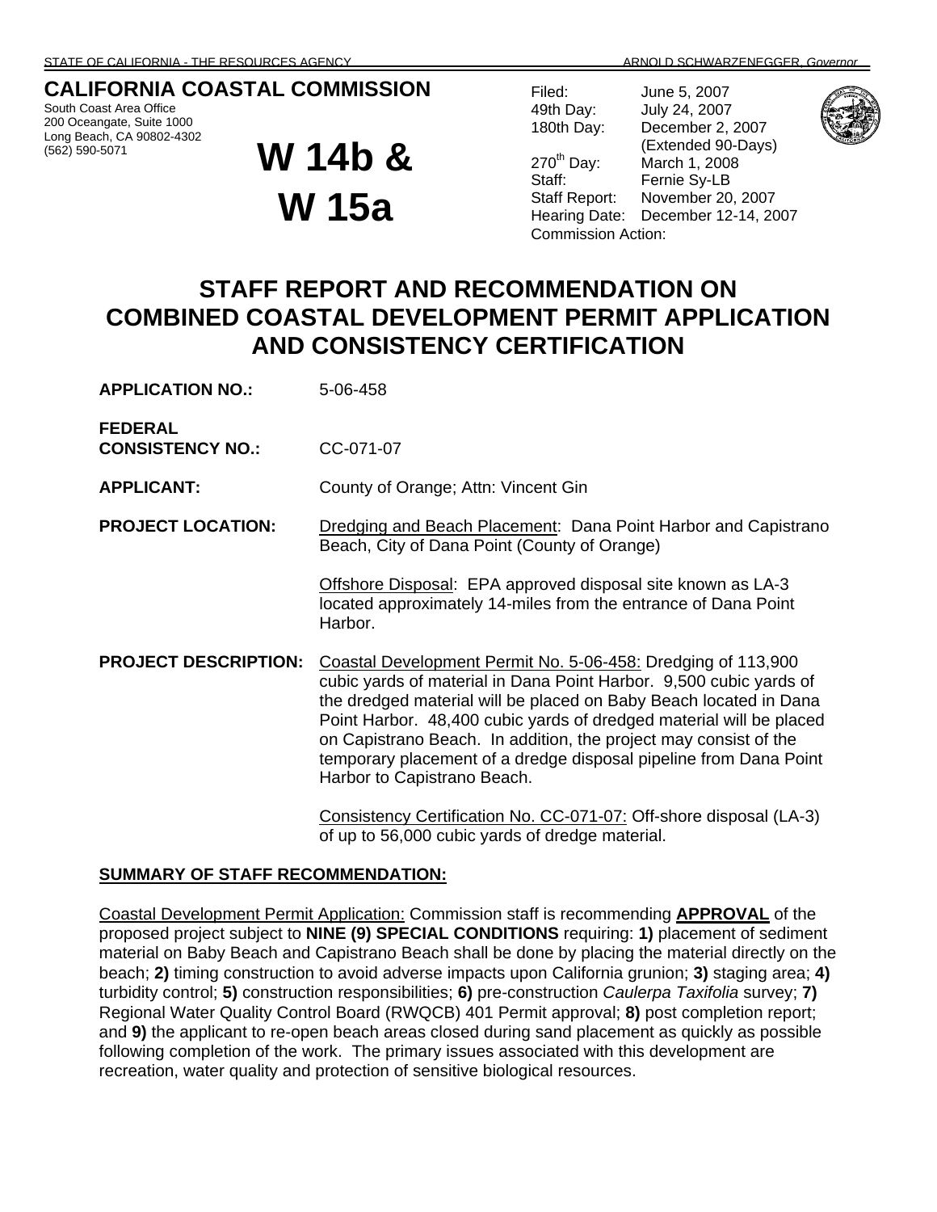STATE OF CALIFORNIA - THE RESOURCES AGENCY ARNOLD SCHWARZENEGGER, *Governor*

**CALIFORNIA COASTAL COMMISSION**
South Coast Area Office
200 Oceangate, Suite 1000
Long Beach, CA 90802-4302
(562) 590-5071

# W 14b & W 15a

| | |
|---|---|
| Filed: | June 5, 2007 |
| 49th Day: | July 24, 2007 |
| 180th Day: | December 2, 2007 (Extended 90-Days) |
| 270th Day: | March 1, 2008 |
| Staff: | Fernie Sy-LB |
| Staff Report: | November 20, 2007 |
| Hearing Date: | December 12-14, 2007 |
| Commission Action: | |

# STAFF REPORT AND RECOMMENDATION ON COMBINED COASTAL DEVELOPMENT PERMIT APPLICATION AND CONSISTENCY CERTIFICATION

**APPLICATION NO.:** 5-06-458

**FEDERAL CONSISTENCY NO.:** CC-071-07

**APPLICANT:** County of Orange; Attn: Vincent Gin

**PROJECT LOCATION:** Dredging and Beach Placement: Dana Point Harbor and Capistrano Beach, City of Dana Point (County of Orange)

Offshore Disposal: EPA approved disposal site known as LA-3 located approximately 14-miles from the entrance of Dana Point Harbor.

**PROJECT DESCRIPTION:** Coastal Development Permit No. 5-06-458: Dredging of 113,900 cubic yards of material in Dana Point Harbor. 9,500 cubic yards of the dredged material will be placed on Baby Beach located in Dana Point Harbor. 48,400 cubic yards of dredged material will be placed on Capistrano Beach. In addition, the project may consist of the temporary placement of a dredge disposal pipeline from Dana Point Harbor to Capistrano Beach.

Consistency Certification No. CC-071-07: Off-shore disposal (LA-3) of up to 56,000 cubic yards of dredge material.

**SUMMARY OF STAFF RECOMMENDATION:**

Coastal Development Permit Application: Commission staff is recommending **APPROVAL** of the proposed project subject to **NINE (9) SPECIAL CONDITIONS** requiring: **1)** placement of sediment material on Baby Beach and Capistrano Beach shall be done by placing the material directly on the beach; **2)** timing construction to avoid adverse impacts upon California grunion; **3)** staging area; **4)** turbidity control; **5)** construction responsibilities; **6)** pre-construction *Caulerpa Taxifolia* survey; **7)** Regional Water Quality Control Board (RWQCB) 401 Permit approval; **8)** post completion report; and **9)** the applicant to re-open beach areas closed during sand placement as quickly as possible following completion of the work. The primary issues associated with this development are recreation, water quality and protection of sensitive biological resources.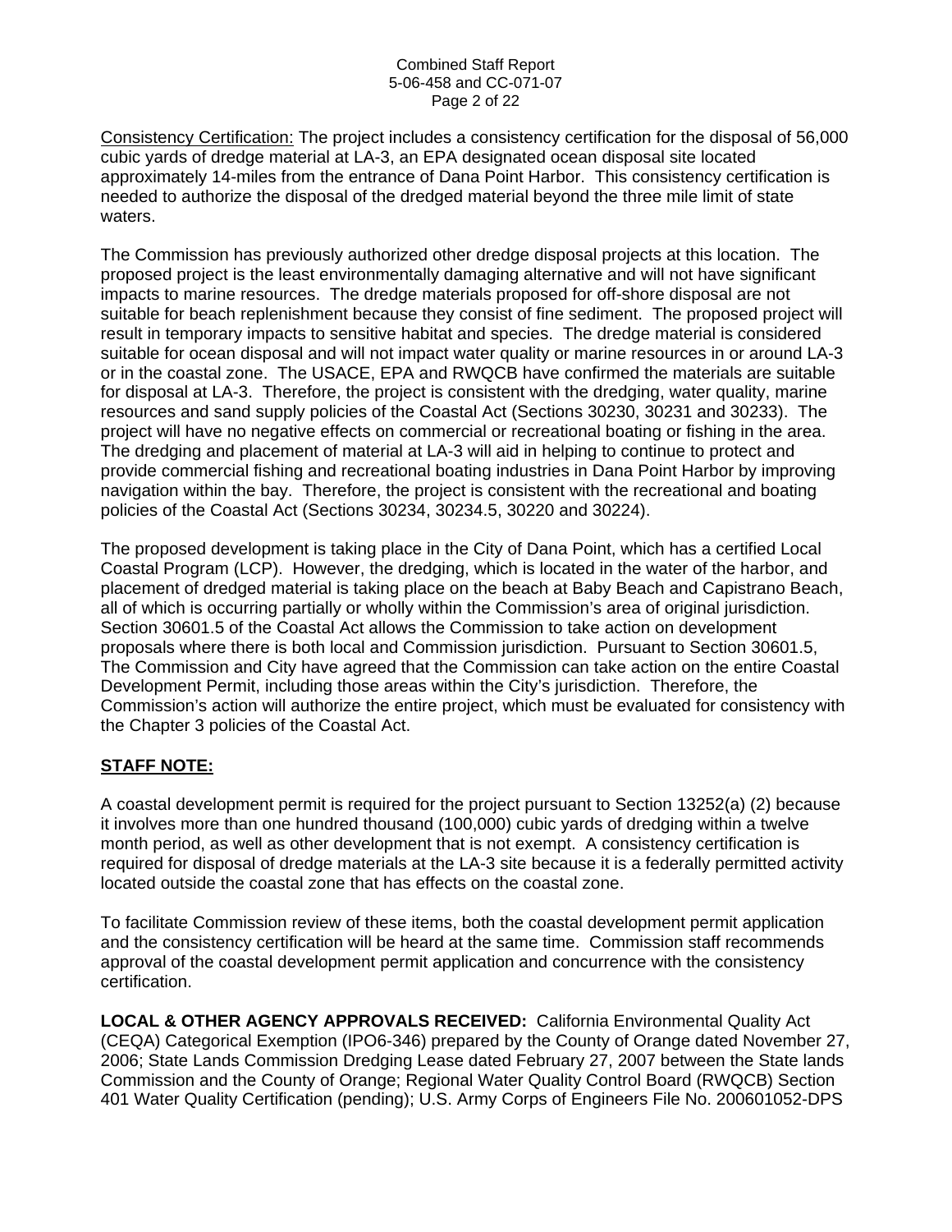Consistency Certification: The project includes a consistency certification for the disposal of 56,000 cubic yards of dredge material at LA-3, an EPA designated ocean disposal site located approximately 14-miles from the entrance of Dana Point Harbor. This consistency certification is needed to authorize the disposal of the dredged material beyond the three mile limit of state waters.

The Commission has previously authorized other dredge disposal projects at this location. The proposed project is the least environmentally damaging alternative and will not have significant impacts to marine resources. The dredge materials proposed for off-shore disposal are not suitable for beach replenishment because they consist of fine sediment. The proposed project will result in temporary impacts to sensitive habitat and species. The dredge material is considered suitable for ocean disposal and will not impact water quality or marine resources in or around LA-3 or in the coastal zone. The USACE, EPA and RWQCB have confirmed the materials are suitable for disposal at LA-3. Therefore, the project is consistent with the dredging, water quality, marine resources and sand supply policies of the Coastal Act (Sections 30230, 30231 and 30233). The project will have no negative effects on commercial or recreational boating or fishing in the area. The dredging and placement of material at LA-3 will aid in helping to continue to protect and provide commercial fishing and recreational boating industries in Dana Point Harbor by improving navigation within the bay. Therefore, the project is consistent with the recreational and boating policies of the Coastal Act (Sections 30234, 30234.5, 30220 and 30224).

The proposed development is taking place in the City of Dana Point, which has a certified Local Coastal Program (LCP). However, the dredging, which is located in the water of the harbor, and placement of dredged material is taking place on the beach at Baby Beach and Capistrano Beach, all of which is occurring partially or wholly within the Commission's area of original jurisdiction. Section 30601.5 of the Coastal Act allows the Commission to take action on development proposals where there is both local and Commission jurisdiction. Pursuant to Section 30601.5, The Commission and City have agreed that the Commission can take action on the entire Coastal Development Permit, including those areas within the City's jurisdiction. Therefore, the Commission's action will authorize the entire project, which must be evaluated for consistency with the Chapter 3 policies of the Coastal Act.

## STAFF NOTE:

A coastal development permit is required for the project pursuant to Section 13252(a) (2) because it involves more than one hundred thousand (100,000) cubic yards of dredging within a twelve month period, as well as other development that is not exempt. A consistency certification is required for disposal of dredge materials at the LA-3 site because it is a federally permitted activity located outside the coastal zone that has effects on the coastal zone.

To facilitate Commission review of these items, both the coastal development permit application and the consistency certification will be heard at the same time. Commission staff recommends approval of the coastal development permit application and concurrence with the consistency certification.

**LOCAL & OTHER AGENCY APPROVALS RECEIVED:** California Environmental Quality Act (CEQA) Categorical Exemption (IPO6-346) prepared by the County of Orange dated November 27, 2006; State Lands Commission Dredging Lease dated February 27, 2007 between the State lands Commission and the County of Orange; Regional Water Quality Control Board (RWQCB) Section 401 Water Quality Certification (pending); U.S. Army Corps of Engineers File No. 200601052-DPS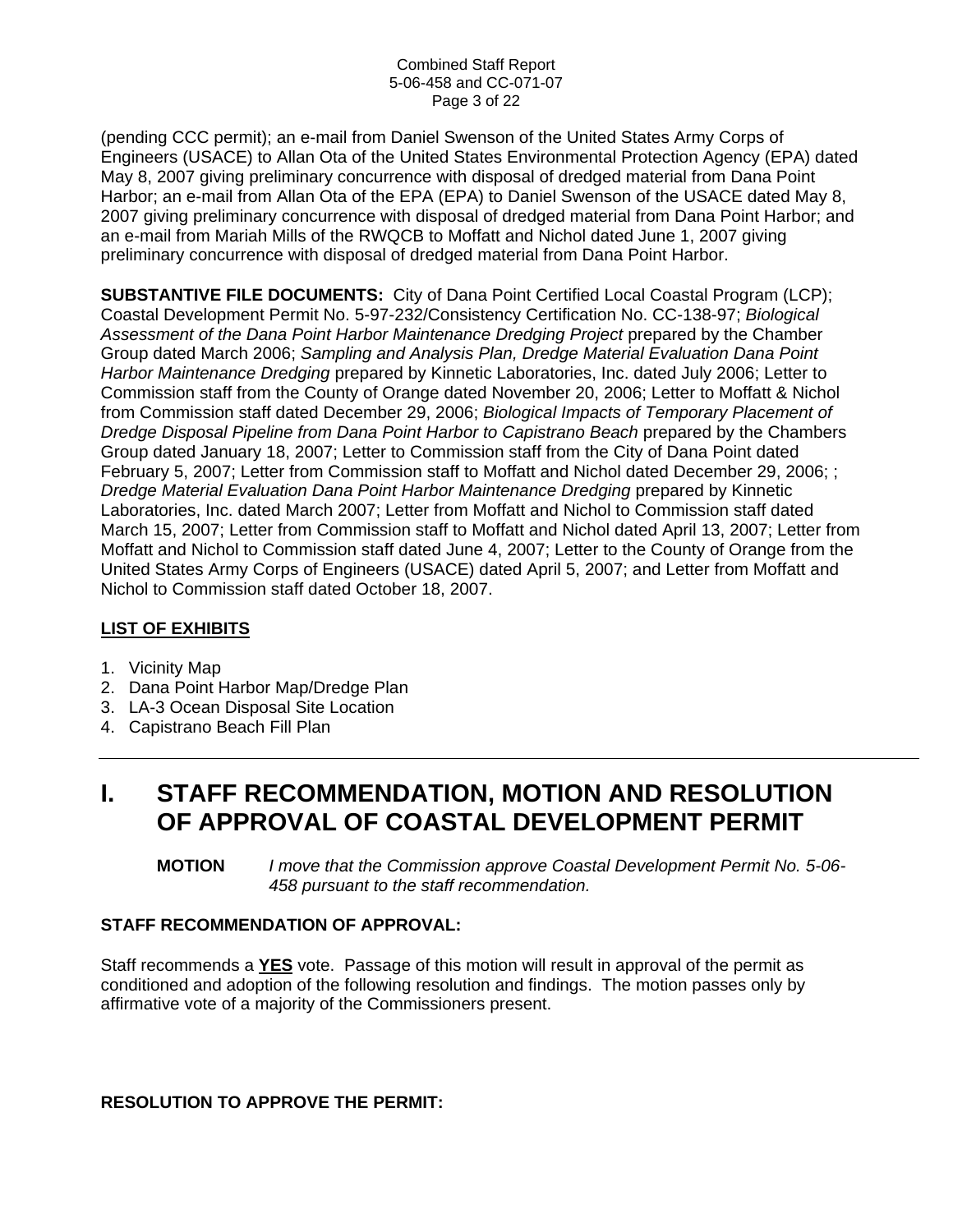(pending CCC permit); an e-mail from Daniel Swenson of the United States Army Corps of Engineers (USACE) to Allan Ota of the United States Environmental Protection Agency (EPA) dated May 8, 2007 giving preliminary concurrence with disposal of dredged material from Dana Point Harbor; an e-mail from Allan Ota of the EPA (EPA) to Daniel Swenson of the USACE dated May 8, 2007 giving preliminary concurrence with disposal of dredged material from Dana Point Harbor; and an e-mail from Mariah Mills of the RWQCB to Moffatt and Nichol dated June 1, 2007 giving preliminary concurrence with disposal of dredged material from Dana Point Harbor.

**SUBSTANTIVE FILE DOCUMENTS:** City of Dana Point Certified Local Coastal Program (LCP); Coastal Development Permit No. 5-97-232/Consistency Certification No. CC-138-97; *Biological Assessment of the Dana Point Harbor Maintenance Dredging Project* prepared by the Chamber Group dated March 2006; *Sampling and Analysis Plan, Dredge Material Evaluation Dana Point Harbor Maintenance Dredging* prepared by Kinnetic Laboratories, Inc. dated July 2006; Letter to Commission staff from the County of Orange dated November 20, 2006; Letter to Moffatt & Nichol from Commission staff dated December 29, 2006; *Biological Impacts of Temporary Placement of Dredge Disposal Pipeline from Dana Point Harbor to Capistrano Beach* prepared by the Chambers Group dated January 18, 2007; Letter to Commission staff from the City of Dana Point dated February 5, 2007; Letter from Commission staff to Moffatt and Nichol dated December 29, 2006; ; *Dredge Material Evaluation Dana Point Harbor Maintenance Dredging* prepared by Kinnetic Laboratories, Inc. dated March 2007; Letter from Moffatt and Nichol to Commission staff dated March 15, 2007; Letter from Commission staff to Moffatt and Nichol dated April 13, 2007; Letter from Moffatt and Nichol to Commission staff dated June 4, 2007; Letter to the County of Orange from the United States Army Corps of Engineers (USACE) dated April 5, 2007; and Letter from Moffatt and Nichol to Commission staff dated October 18, 2007.

**LIST OF EXHIBITS**

1. Vicinity Map
2. Dana Point Harbor Map/Dredge Plan
3. LA-3 Ocean Disposal Site Location
4. Capistrano Beach Fill Plan

---

# I. STAFF RECOMMENDATION, MOTION AND RESOLUTION OF APPROVAL OF COASTAL DEVELOPMENT PERMIT

**MOTION** *I move that the Commission approve Coastal Development Permit No. 5-06-458 pursuant to the staff recommendation.*

**STAFF RECOMMENDATION OF APPROVAL:**

Staff recommends a **YES** vote. Passage of this motion will result in approval of the permit as conditioned and adoption of the following resolution and findings. The motion passes only by affirmative vote of a majority of the Commissioners present.

**RESOLUTION TO APPROVE THE PERMIT:**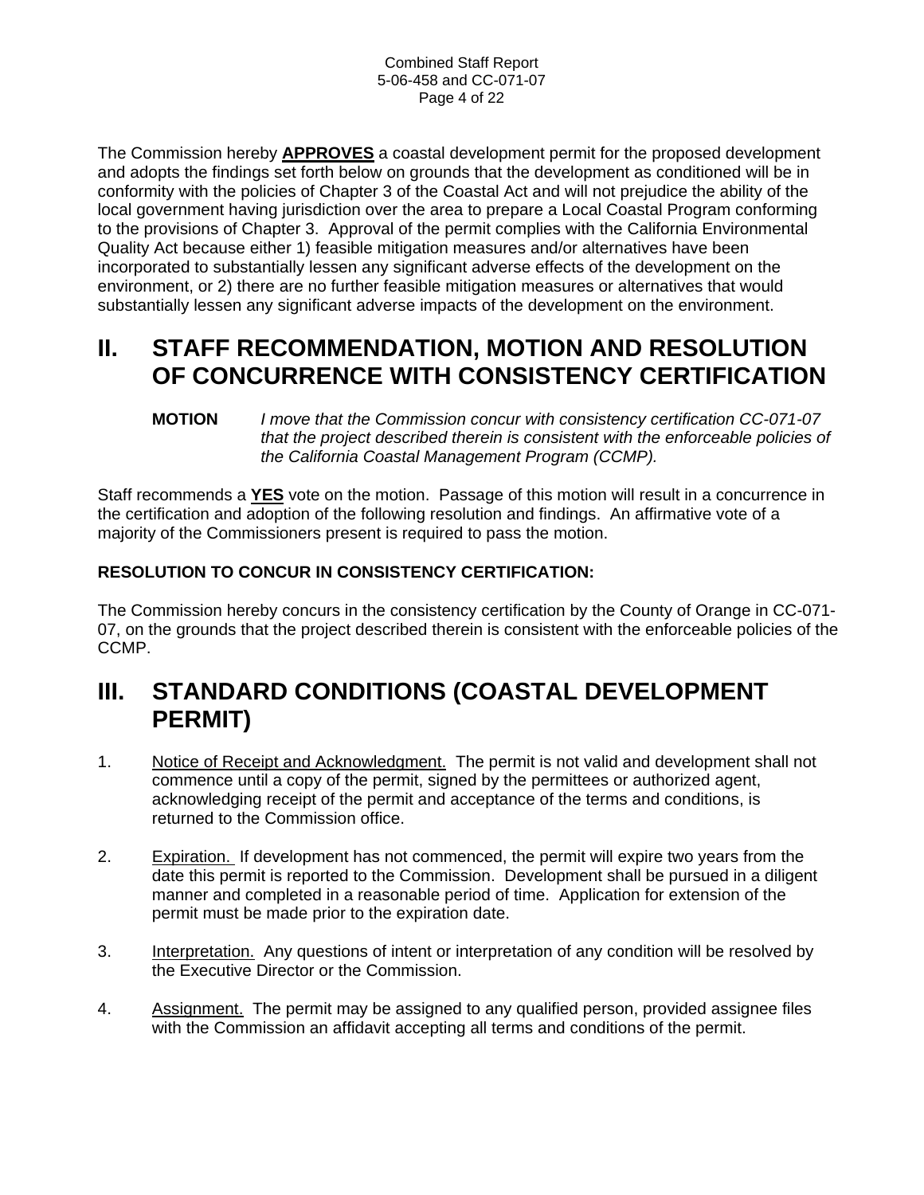The Commission hereby **APPROVES** a coastal development permit for the proposed development and adopts the findings set forth below on grounds that the development as conditioned will be in conformity with the policies of Chapter 3 of the Coastal Act and will not prejudice the ability of the local government having jurisdiction over the area to prepare a Local Coastal Program conforming to the provisions of Chapter 3. Approval of the permit complies with the California Environmental Quality Act because either 1) feasible mitigation measures and/or alternatives have been incorporated to substantially lessen any significant adverse effects of the development on the environment, or 2) there are no further feasible mitigation measures or alternatives that would substantially lessen any significant adverse impacts of the development on the environment.

# II. STAFF RECOMMENDATION, MOTION AND RESOLUTION OF CONCURRENCE WITH CONSISTENCY CERTIFICATION

**MOTION** *I move that the Commission concur with consistency certification CC-071-07 that the project described therein is consistent with the enforceable policies of the California Coastal Management Program (CCMP).*

Staff recommends a **YES** vote on the motion. Passage of this motion will result in a concurrence in the certification and adoption of the following resolution and findings. An affirmative vote of a majority of the Commissioners present is required to pass the motion.

**RESOLUTION TO CONCUR IN CONSISTENCY CERTIFICATION:**

The Commission hereby concurs in the consistency certification by the County of Orange in CC-071-07, on the grounds that the project described therein is consistent with the enforceable policies of the CCMP.

# III. STANDARD CONDITIONS (COASTAL DEVELOPMENT PERMIT)

1. Notice of Receipt and Acknowledgment. The permit is not valid and development shall not commence until a copy of the permit, signed by the permittees or authorized agent, acknowledging receipt of the permit and acceptance of the terms and conditions, is returned to the Commission office.

2. Expiration. If development has not commenced, the permit will expire two years from the date this permit is reported to the Commission. Development shall be pursued in a diligent manner and completed in a reasonable period of time. Application for extension of the permit must be made prior to the expiration date.

3. Interpretation. Any questions of intent or interpretation of any condition will be resolved by the Executive Director or the Commission.

4. Assignment. The permit may be assigned to any qualified person, provided assignee files with the Commission an affidavit accepting all terms and conditions of the permit.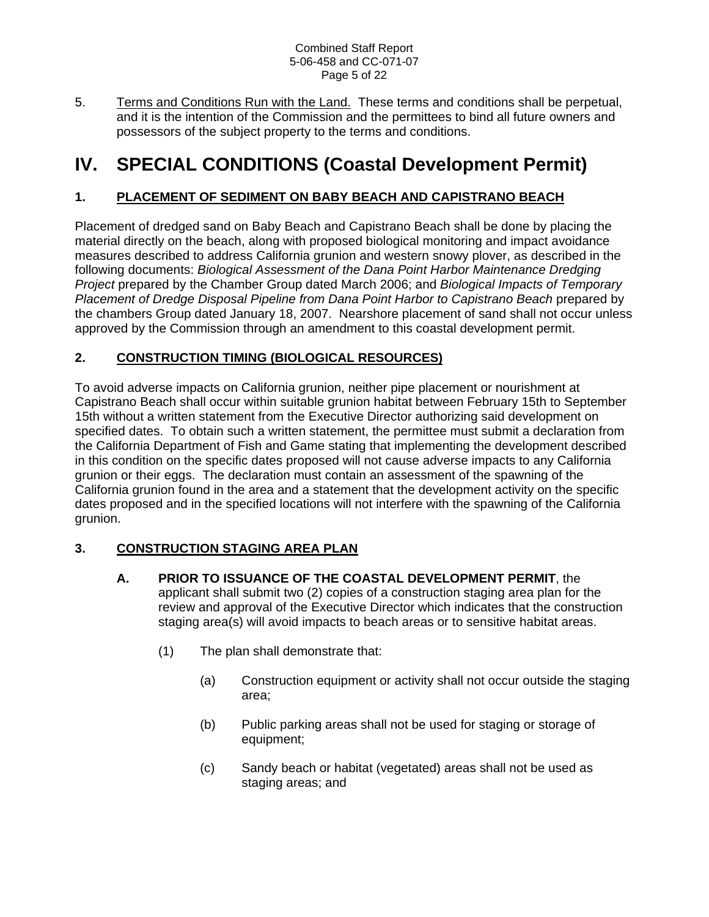5. Terms and Conditions Run with the Land. These terms and conditions shall be perpetual, and it is the intention of the Commission and the permittees to bind all future owners and possessors of the subject property to the terms and conditions.

# IV. SPECIAL CONDITIONS (Coastal Development Permit)

## 1. PLACEMENT OF SEDIMENT ON BABY BEACH AND CAPISTRANO BEACH

Placement of dredged sand on Baby Beach and Capistrano Beach shall be done by placing the material directly on the beach, along with proposed biological monitoring and impact avoidance measures described to address California grunion and western snowy plover, as described in the following documents: *Biological Assessment of the Dana Point Harbor Maintenance Dredging Project* prepared by the Chamber Group dated March 2006; and *Biological Impacts of Temporary Placement of Dredge Disposal Pipeline from Dana Point Harbor to Capistrano Beach* prepared by the chambers Group dated January 18, 2007. Nearshore placement of sand shall not occur unless approved by the Commission through an amendment to this coastal development permit.

## 2. CONSTRUCTION TIMING (BIOLOGICAL RESOURCES)

To avoid adverse impacts on California grunion, neither pipe placement or nourishment at Capistrano Beach shall occur within suitable grunion habitat between February 15th to September 15th without a written statement from the Executive Director authorizing said development on specified dates. To obtain such a written statement, the permittee must submit a declaration from the California Department of Fish and Game stating that implementing the development described in this condition on the specific dates proposed will not cause adverse impacts to any California grunion or their eggs. The declaration must contain an assessment of the spawning of the California grunion found in the area and a statement that the development activity on the specific dates proposed and in the specified locations will not interfere with the spawning of the California grunion.

## 3. CONSTRUCTION STAGING AREA PLAN

**A. PRIOR TO ISSUANCE OF THE COASTAL DEVELOPMENT PERMIT**, the applicant shall submit two (2) copies of a construction staging area plan for the review and approval of the Executive Director which indicates that the construction staging area(s) will avoid impacts to beach areas or to sensitive habitat areas.

(1) The plan shall demonstrate that:

(a) Construction equipment or activity shall not occur outside the staging area;

(b) Public parking areas shall not be used for staging or storage of equipment;

(c) Sandy beach or habitat (vegetated) areas shall not be used as staging areas; and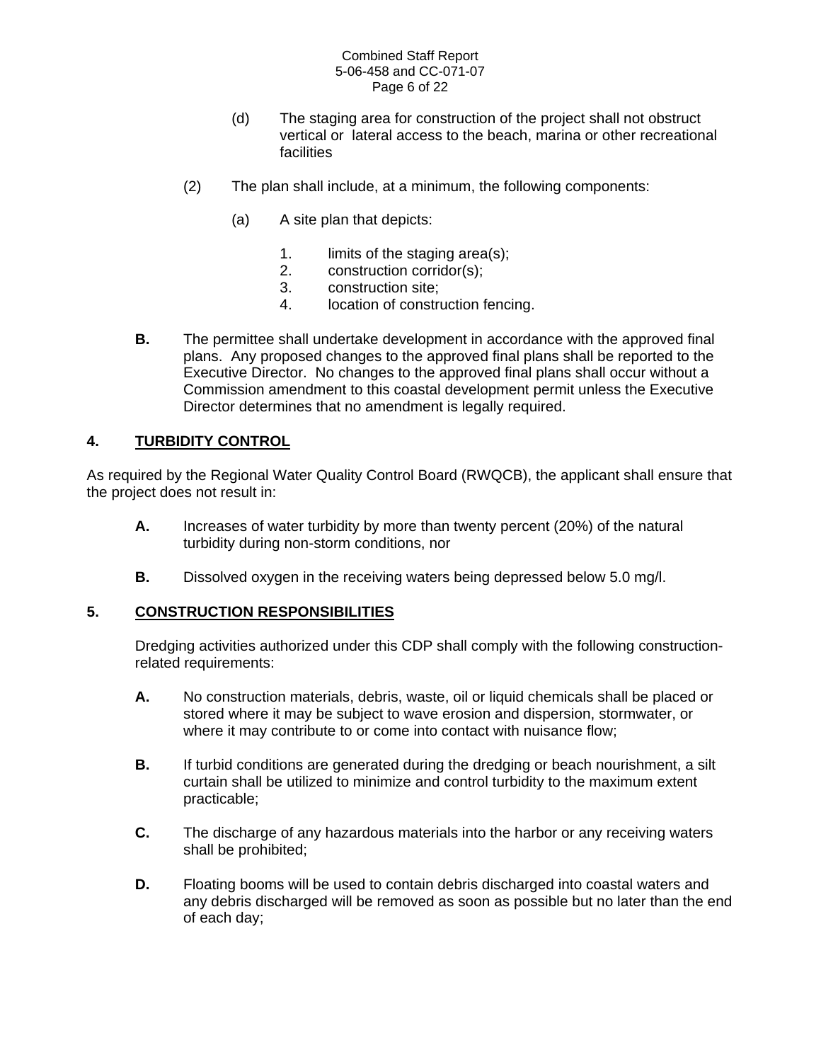(d) The staging area for construction of the project shall not obstruct vertical or lateral access to the beach, marina or other recreational facilities

(2) The plan shall include, at a minimum, the following components:

(a) A site plan that depicts:

1. limits of the staging area(s);
2. construction corridor(s);
3. construction site;
4. location of construction fencing.

**B.** The permittee shall undertake development in accordance with the approved final plans. Any proposed changes to the approved final plans shall be reported to the Executive Director. No changes to the approved final plans shall occur without a Commission amendment to this coastal development permit unless the Executive Director determines that no amendment is legally required.

## 4. TURBIDITY CONTROL

As required by the Regional Water Quality Control Board (RWQCB), the applicant shall ensure that the project does not result in:

**A.** Increases of water turbidity by more than twenty percent (20%) of the natural turbidity during non-storm conditions, nor

**B.** Dissolved oxygen in the receiving waters being depressed below 5.0 mg/l.

## 5. CONSTRUCTION RESPONSIBILITIES

Dredging activities authorized under this CDP shall comply with the following construction-related requirements:

**A.** No construction materials, debris, waste, oil or liquid chemicals shall be placed or stored where it may be subject to wave erosion and dispersion, stormwater, or where it may contribute to or come into contact with nuisance flow;

**B.** If turbid conditions are generated during the dredging or beach nourishment, a silt curtain shall be utilized to minimize and control turbidity to the maximum extent practicable;

**C.** The discharge of any hazardous materials into the harbor or any receiving waters shall be prohibited;

**D.** Floating booms will be used to contain debris discharged into coastal waters and any debris discharged will be removed as soon as possible but no later than the end of each day;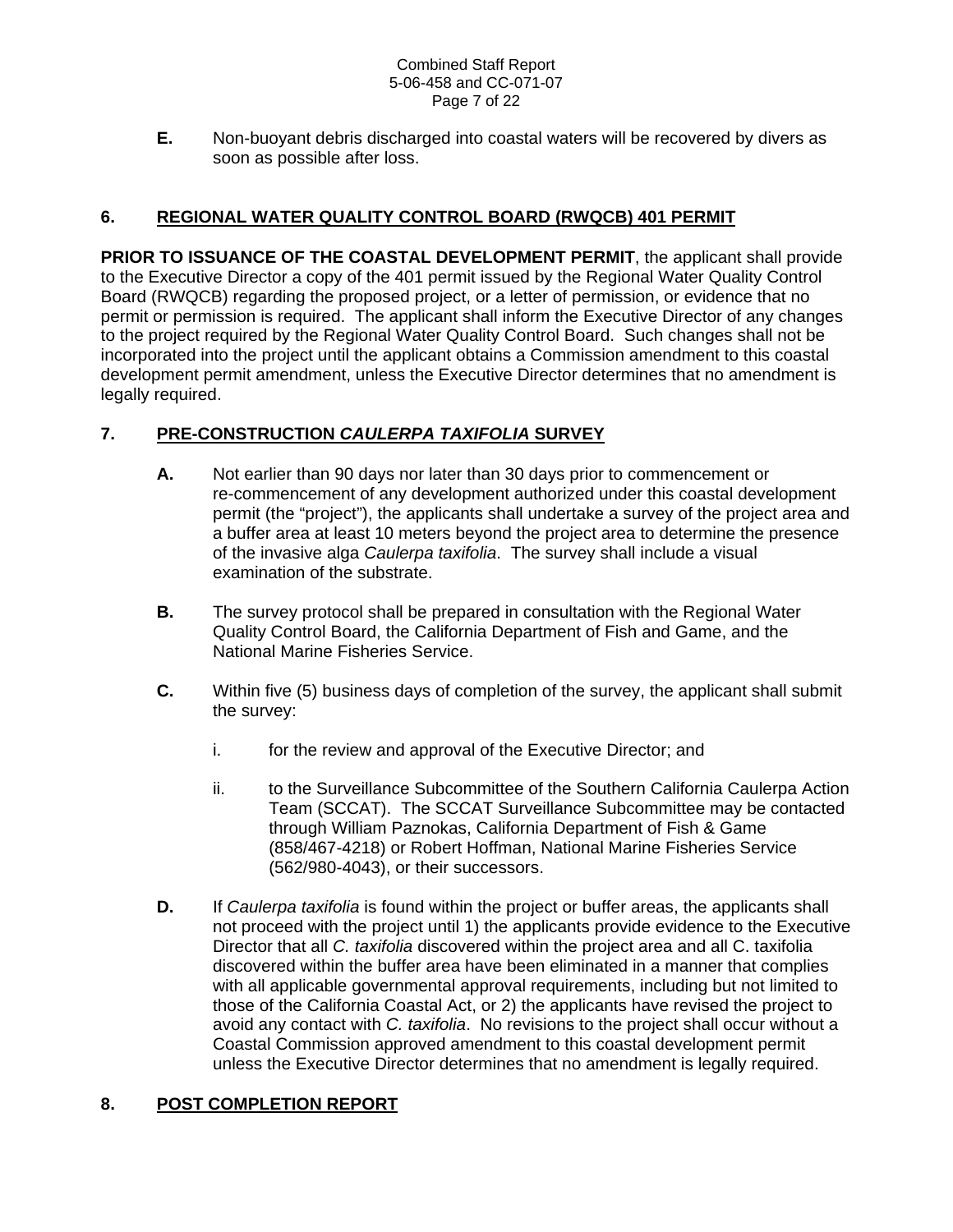**E.** Non-buoyant debris discharged into coastal waters will be recovered by divers as soon as possible after loss.

## 6. REGIONAL WATER QUALITY CONTROL BOARD (RWQCB) 401 PERMIT

**PRIOR TO ISSUANCE OF THE COASTAL DEVELOPMENT PERMIT**, the applicant shall provide to the Executive Director a copy of the 401 permit issued by the Regional Water Quality Control Board (RWQCB) regarding the proposed project, or a letter of permission, or evidence that no permit or permission is required. The applicant shall inform the Executive Director of any changes to the project required by the Regional Water Quality Control Board. Such changes shall not be incorporated into the project until the applicant obtains a Commission amendment to this coastal development permit amendment, unless the Executive Director determines that no amendment is legally required.

## 7. PRE-CONSTRUCTION *CAULERPA TAXIFOLIA* SURVEY

**A.** Not earlier than 90 days nor later than 30 days prior to commencement or re-commencement of any development authorized under this coastal development permit (the "project"), the applicants shall undertake a survey of the project area and a buffer area at least 10 meters beyond the project area to determine the presence of the invasive alga *Caulerpa taxifolia*. The survey shall include a visual examination of the substrate.

**B.** The survey protocol shall be prepared in consultation with the Regional Water Quality Control Board, the California Department of Fish and Game, and the National Marine Fisheries Service.

**C.** Within five (5) business days of completion of the survey, the applicant shall submit the survey:

i. for the review and approval of the Executive Director; and

ii. to the Surveillance Subcommittee of the Southern California Caulerpa Action Team (SCCAT). The SCCAT Surveillance Subcommittee may be contacted through William Paznokas, California Department of Fish & Game (858/467-4218) or Robert Hoffman, National Marine Fisheries Service (562/980-4043), or their successors.

**D.** If *Caulerpa taxifolia* is found within the project or buffer areas, the applicants shall not proceed with the project until 1) the applicants provide evidence to the Executive Director that all *C. taxifolia* discovered within the project area and all C. taxifolia discovered within the buffer area have been eliminated in a manner that complies with all applicable governmental approval requirements, including but not limited to those of the California Coastal Act, or 2) the applicants have revised the project to avoid any contact with *C. taxifolia*. No revisions to the project shall occur without a Coastal Commission approved amendment to this coastal development permit unless the Executive Director determines that no amendment is legally required.

## 8. POST COMPLETION REPORT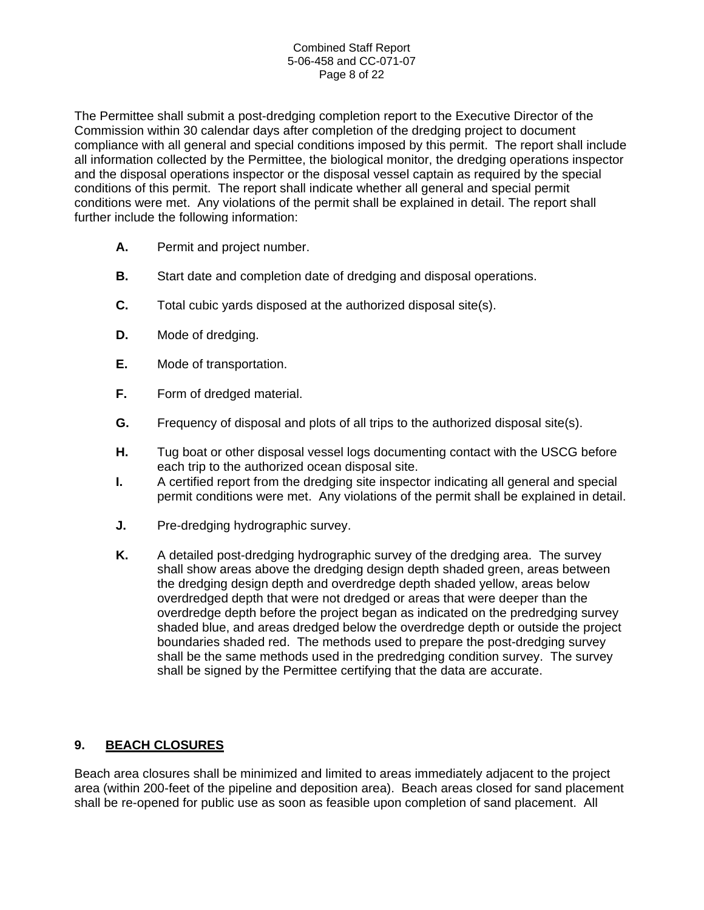The Permittee shall submit a post-dredging completion report to the Executive Director of the Commission within 30 calendar days after completion of the dredging project to document compliance with all general and special conditions imposed by this permit. The report shall include all information collected by the Permittee, the biological monitor, the dredging operations inspector and the disposal operations inspector or the disposal vessel captain as required by the special conditions of this permit. The report shall indicate whether all general and special permit conditions were met. Any violations of the permit shall be explained in detail. The report shall further include the following information:

**A.** Permit and project number.

**B.** Start date and completion date of dredging and disposal operations.

**C.** Total cubic yards disposed at the authorized disposal site(s).

**D.** Mode of dredging.

**E.** Mode of transportation.

**F.** Form of dredged material.

**G.** Frequency of disposal and plots of all trips to the authorized disposal site(s).

**H.** Tug boat or other disposal vessel logs documenting contact with the USCG before each trip to the authorized ocean disposal site.

**I.** A certified report from the dredging site inspector indicating all general and special permit conditions were met. Any violations of the permit shall be explained in detail.

**J.** Pre-dredging hydrographic survey.

**K.** A detailed post-dredging hydrographic survey of the dredging area. The survey shall show areas above the dredging design depth shaded green, areas between the dredging design depth and overdredge depth shaded yellow, areas below overdredged depth that were not dredged or areas that were deeper than the overdredge depth before the project began as indicated on the predredging survey shaded blue, and areas dredged below the overdredge depth or outside the project boundaries shaded red. The methods used to prepare the post-dredging survey shall be the same methods used in the predredging condition survey. The survey shall be signed by the Permittee certifying that the data are accurate.

## 9. BEACH CLOSURES

Beach area closures shall be minimized and limited to areas immediately adjacent to the project area (within 200-feet of the pipeline and deposition area). Beach areas closed for sand placement shall be re-opened for public use as soon as feasible upon completion of sand placement. All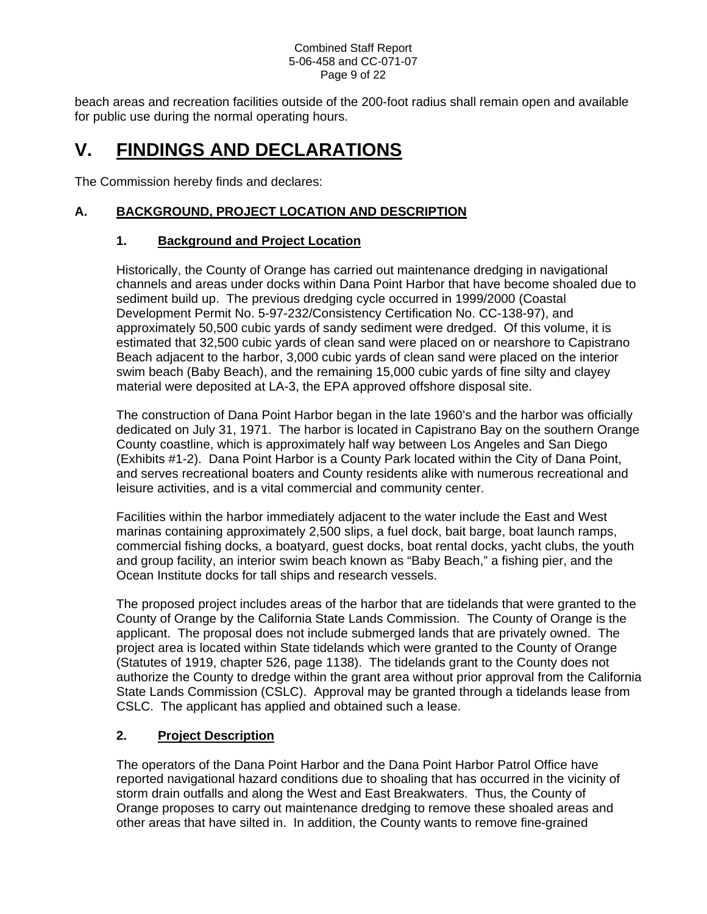beach areas and recreation facilities outside of the 200-foot radius shall remain open and available for public use during the normal operating hours.

# V. FINDINGS AND DECLARATIONS

The Commission hereby finds and declares:

## A. BACKGROUND, PROJECT LOCATION AND DESCRIPTION

### 1. Background and Project Location

Historically, the County of Orange has carried out maintenance dredging in navigational channels and areas under docks within Dana Point Harbor that have become shoaled due to sediment build up. The previous dredging cycle occurred in 1999/2000 (Coastal Development Permit No. 5-97-232/Consistency Certification No. CC-138-97), and approximately 50,500 cubic yards of sandy sediment were dredged. Of this volume, it is estimated that 32,500 cubic yards of clean sand were placed on or nearshore to Capistrano Beach adjacent to the harbor, 3,000 cubic yards of clean sand were placed on the interior swim beach (Baby Beach), and the remaining 15,000 cubic yards of fine silty and clayey material were deposited at LA-3, the EPA approved offshore disposal site.

The construction of Dana Point Harbor began in the late 1960's and the harbor was officially dedicated on July 31, 1971. The harbor is located in Capistrano Bay on the southern Orange County coastline, which is approximately half way between Los Angeles and San Diego (Exhibits #1-2). Dana Point Harbor is a County Park located within the City of Dana Point, and serves recreational boaters and County residents alike with numerous recreational and leisure activities, and is a vital commercial and community center.

Facilities within the harbor immediately adjacent to the water include the East and West marinas containing approximately 2,500 slips, a fuel dock, bait barge, boat launch ramps, commercial fishing docks, a boatyard, guest docks, boat rental docks, yacht clubs, the youth and group facility, an interior swim beach known as "Baby Beach," a fishing pier, and the Ocean Institute docks for tall ships and research vessels.

The proposed project includes areas of the harbor that are tidelands that were granted to the County of Orange by the California State Lands Commission. The County of Orange is the applicant. The proposal does not include submerged lands that are privately owned. The project area is located within State tidelands which were granted to the County of Orange (Statutes of 1919, chapter 526, page 1138). The tidelands grant to the County does not authorize the County to dredge within the grant area without prior approval from the California State Lands Commission (CSLC). Approval may be granted through a tidelands lease from CSLC. The applicant has applied and obtained such a lease.

### 2. Project Description

The operators of the Dana Point Harbor and the Dana Point Harbor Patrol Office have reported navigational hazard conditions due to shoaling that has occurred in the vicinity of storm drain outfalls and along the West and East Breakwaters. Thus, the County of Orange proposes to carry out maintenance dredging to remove these shoaled areas and other areas that have silted in. In addition, the County wants to remove fine-grained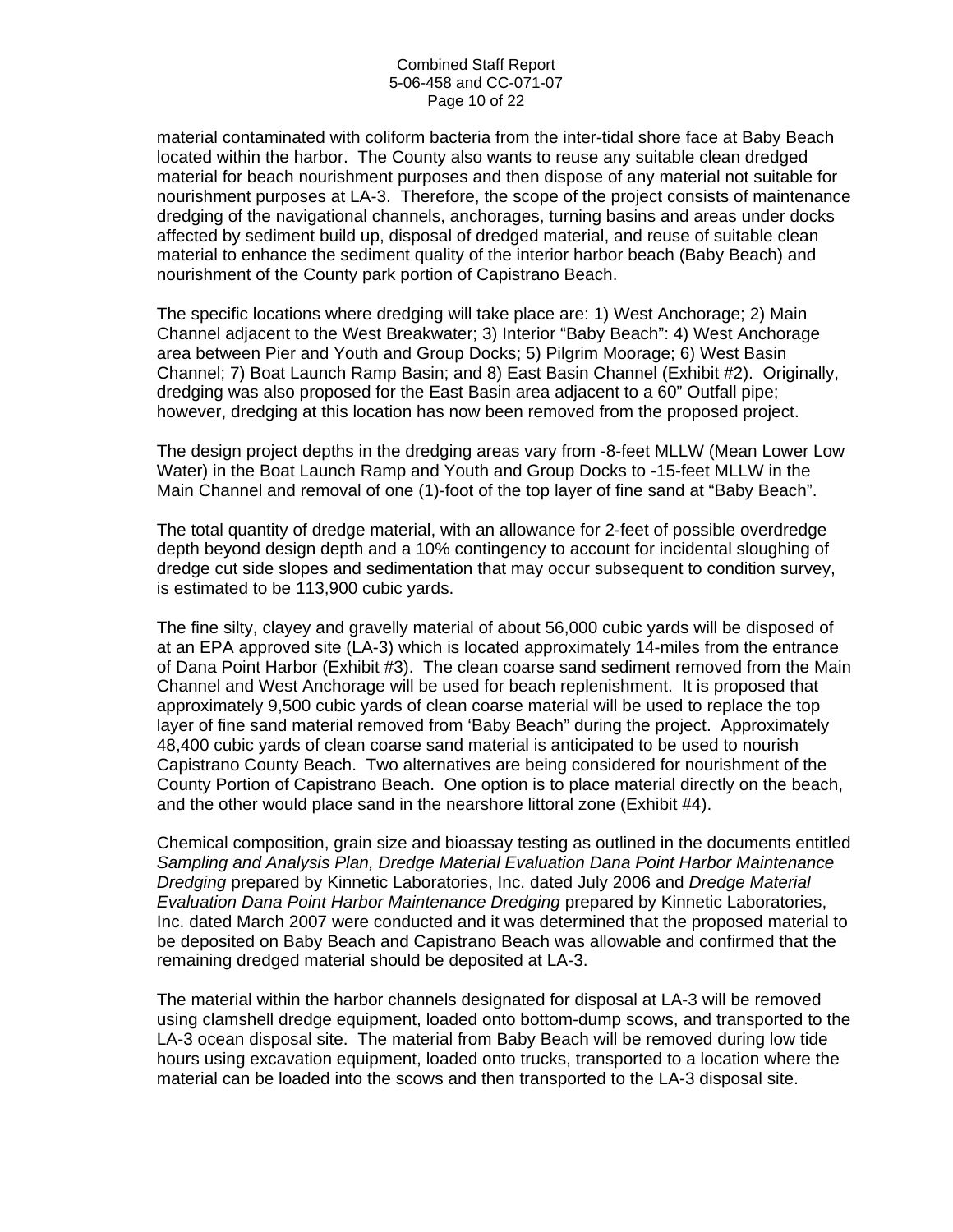material contaminated with coliform bacteria from the inter-tidal shore face at Baby Beach located within the harbor. The County also wants to reuse any suitable clean dredged material for beach nourishment purposes and then dispose of any material not suitable for nourishment purposes at LA-3. Therefore, the scope of the project consists of maintenance dredging of the navigational channels, anchorages, turning basins and areas under docks affected by sediment build up, disposal of dredged material, and reuse of suitable clean material to enhance the sediment quality of the interior harbor beach (Baby Beach) and nourishment of the County park portion of Capistrano Beach.

The specific locations where dredging will take place are: 1) West Anchorage; 2) Main Channel adjacent to the West Breakwater; 3) Interior "Baby Beach": 4) West Anchorage area between Pier and Youth and Group Docks; 5) Pilgrim Moorage; 6) West Basin Channel; 7) Boat Launch Ramp Basin; and 8) East Basin Channel (Exhibit #2). Originally, dredging was also proposed for the East Basin area adjacent to a 60" Outfall pipe; however, dredging at this location has now been removed from the proposed project.

The design project depths in the dredging areas vary from -8-feet MLLW (Mean Lower Low Water) in the Boat Launch Ramp and Youth and Group Docks to -15-feet MLLW in the Main Channel and removal of one (1)-foot of the top layer of fine sand at "Baby Beach".

The total quantity of dredge material, with an allowance for 2-feet of possible overdredge depth beyond design depth and a 10% contingency to account for incidental sloughing of dredge cut side slopes and sedimentation that may occur subsequent to condition survey, is estimated to be 113,900 cubic yards.

The fine silty, clayey and gravelly material of about 56,000 cubic yards will be disposed of at an EPA approved site (LA-3) which is located approximately 14-miles from the entrance of Dana Point Harbor (Exhibit #3). The clean coarse sand sediment removed from the Main Channel and West Anchorage will be used for beach replenishment. It is proposed that approximately 9,500 cubic yards of clean coarse material will be used to replace the top layer of fine sand material removed from 'Baby Beach" during the project. Approximately 48,400 cubic yards of clean coarse sand material is anticipated to be used to nourish Capistrano County Beach. Two alternatives are being considered for nourishment of the County Portion of Capistrano Beach. One option is to place material directly on the beach, and the other would place sand in the nearshore littoral zone (Exhibit #4).

Chemical composition, grain size and bioassay testing as outlined in the documents entitled *Sampling and Analysis Plan, Dredge Material Evaluation Dana Point Harbor Maintenance Dredging* prepared by Kinnetic Laboratories, Inc. dated July 2006 and *Dredge Material Evaluation Dana Point Harbor Maintenance Dredging* prepared by Kinnetic Laboratories, Inc. dated March 2007 were conducted and it was determined that the proposed material to be deposited on Baby Beach and Capistrano Beach was allowable and confirmed that the remaining dredged material should be deposited at LA-3.

The material within the harbor channels designated for disposal at LA-3 will be removed using clamshell dredge equipment, loaded onto bottom-dump scows, and transported to the LA-3 ocean disposal site. The material from Baby Beach will be removed during low tide hours using excavation equipment, loaded onto trucks, transported to a location where the material can be loaded into the scows and then transported to the LA-3 disposal site.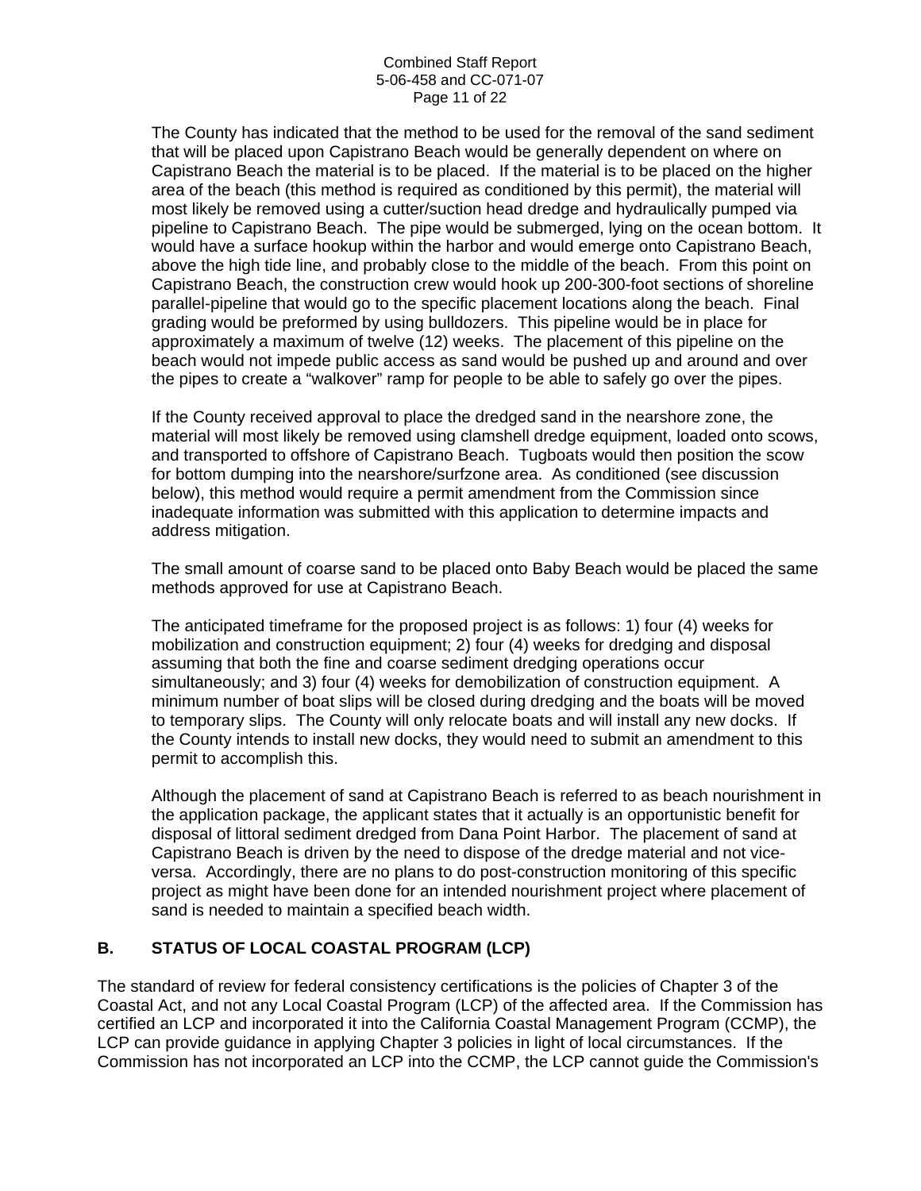The County has indicated that the method to be used for the removal of the sand sediment that will be placed upon Capistrano Beach would be generally dependent on where on Capistrano Beach the material is to be placed. If the material is to be placed on the higher area of the beach (this method is required as conditioned by this permit), the material will most likely be removed using a cutter/suction head dredge and hydraulically pumped via pipeline to Capistrano Beach. The pipe would be submerged, lying on the ocean bottom. It would have a surface hookup within the harbor and would emerge onto Capistrano Beach, above the high tide line, and probably close to the middle of the beach. From this point on Capistrano Beach, the construction crew would hook up 200-300-foot sections of shoreline parallel-pipeline that would go to the specific placement locations along the beach. Final grading would be preformed by using bulldozers. This pipeline would be in place for approximately a maximum of twelve (12) weeks. The placement of this pipeline on the beach would not impede public access as sand would be pushed up and around and over the pipes to create a "walkover" ramp for people to be able to safely go over the pipes.

If the County received approval to place the dredged sand in the nearshore zone, the material will most likely be removed using clamshell dredge equipment, loaded onto scows, and transported to offshore of Capistrano Beach. Tugboats would then position the scow for bottom dumping into the nearshore/surfzone area. As conditioned (see discussion below), this method would require a permit amendment from the Commission since inadequate information was submitted with this application to determine impacts and address mitigation.

The small amount of coarse sand to be placed onto Baby Beach would be placed the same methods approved for use at Capistrano Beach.

The anticipated timeframe for the proposed project is as follows: 1) four (4) weeks for mobilization and construction equipment; 2) four (4) weeks for dredging and disposal assuming that both the fine and coarse sediment dredging operations occur simultaneously; and 3) four (4) weeks for demobilization of construction equipment. A minimum number of boat slips will be closed during dredging and the boats will be moved to temporary slips. The County will only relocate boats and will install any new docks. If the County intends to install new docks, they would need to submit an amendment to this permit to accomplish this.

Although the placement of sand at Capistrano Beach is referred to as beach nourishment in the application package, the applicant states that it actually is an opportunistic benefit for disposal of littoral sediment dredged from Dana Point Harbor. The placement of sand at Capistrano Beach is driven by the need to dispose of the dredge material and not vice-versa. Accordingly, there are no plans to do post-construction monitoring of this specific project as might have been done for an intended nourishment project where placement of sand is needed to maintain a specified beach width.

## B. STATUS OF LOCAL COASTAL PROGRAM (LCP)

The standard of review for federal consistency certifications is the policies of Chapter 3 of the Coastal Act, and not any Local Coastal Program (LCP) of the affected area. If the Commission has certified an LCP and incorporated it into the California Coastal Management Program (CCMP), the LCP can provide guidance in applying Chapter 3 policies in light of local circumstances. If the Commission has not incorporated an LCP into the CCMP, the LCP cannot guide the Commission's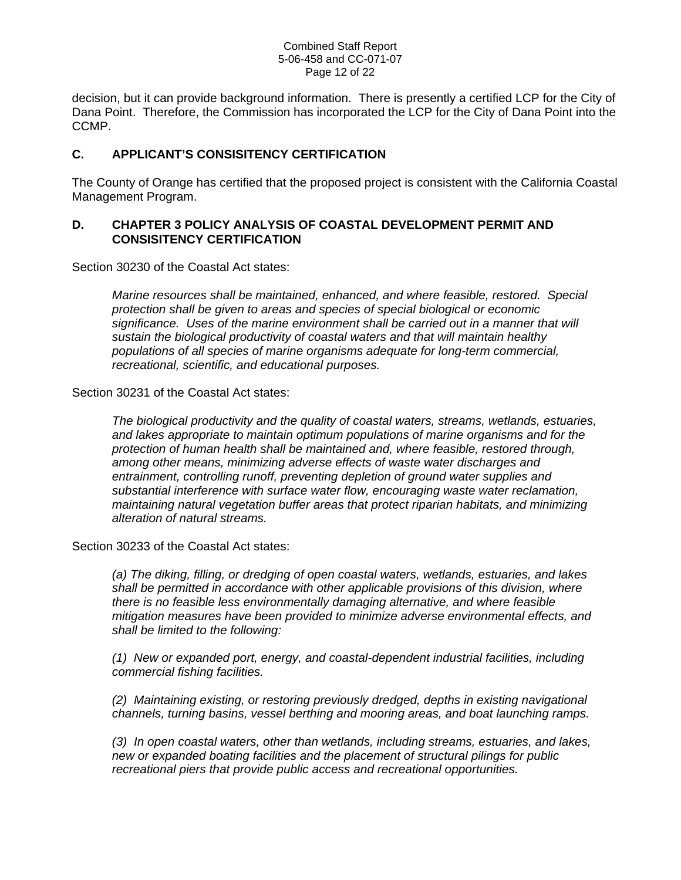decision, but it can provide background information. There is presently a certified LCP for the City of Dana Point. Therefore, the Commission has incorporated the LCP for the City of Dana Point into the CCMP.

### C. APPLICANT'S CONSISITENCY CERTIFICATION

The County of Orange has certified that the proposed project is consistent with the California Coastal Management Program.

### D. CHAPTER 3 POLICY ANALYSIS OF COASTAL DEVELOPMENT PERMIT AND CONSISITENCY CERTIFICATION

Section 30230 of the Coastal Act states:

> *Marine resources shall be maintained, enhanced, and where feasible, restored. Special protection shall be given to areas and species of special biological or economic significance. Uses of the marine environment shall be carried out in a manner that will sustain the biological productivity of coastal waters and that will maintain healthy populations of all species of marine organisms adequate for long-term commercial, recreational, scientific, and educational purposes.*

Section 30231 of the Coastal Act states:

> *The biological productivity and the quality of coastal waters, streams, wetlands, estuaries, and lakes appropriate to maintain optimum populations of marine organisms and for the protection of human health shall be maintained and, where feasible, restored through, among other means, minimizing adverse effects of waste water discharges and entrainment, controlling runoff, preventing depletion of ground water supplies and substantial interference with surface water flow, encouraging waste water reclamation, maintaining natural vegetation buffer areas that protect riparian habitats, and minimizing alteration of natural streams.*

Section 30233 of the Coastal Act states:

> *(a) The diking, filling, or dredging of open coastal waters, wetlands, estuaries, and lakes shall be permitted in accordance with other applicable provisions of this division, where there is no feasible less environmentally damaging alternative, and where feasible mitigation measures have been provided to minimize adverse environmental effects, and shall be limited to the following:*
>
> *(1) New or expanded port, energy, and coastal-dependent industrial facilities, including commercial fishing facilities.*
>
> *(2) Maintaining existing, or restoring previously dredged, depths in existing navigational channels, turning basins, vessel berthing and mooring areas, and boat launching ramps.*
>
> *(3) In open coastal waters, other than wetlands, including streams, estuaries, and lakes, new or expanded boating facilities and the placement of structural pilings for public recreational piers that provide public access and recreational opportunities.*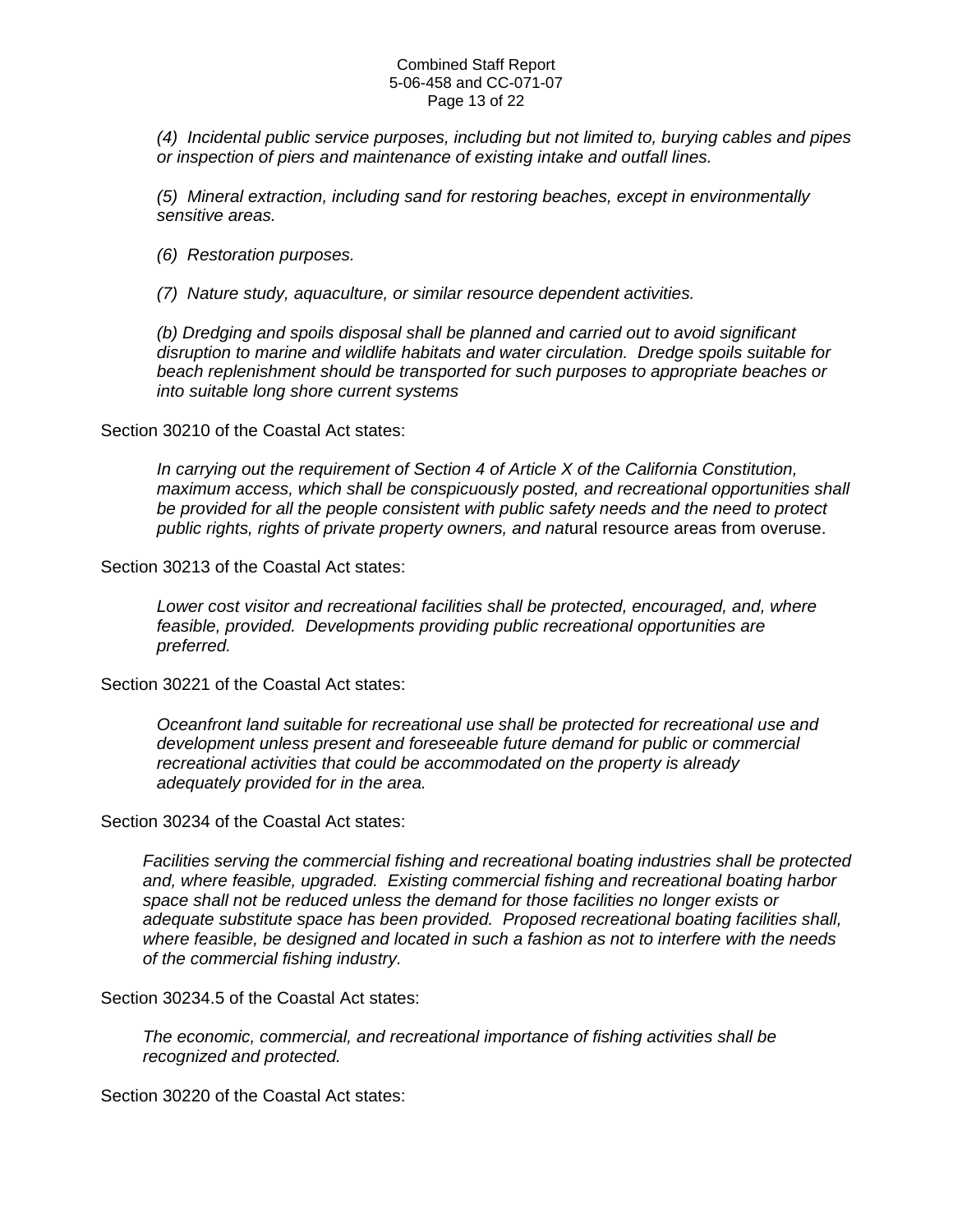*(4) Incidental public service purposes, including but not limited to, burying cables and pipes or inspection of piers and maintenance of existing intake and outfall lines.*

*(5) Mineral extraction, including sand for restoring beaches, except in environmentally sensitive areas.*

*(6) Restoration purposes.*

*(7) Nature study, aquaculture, or similar resource dependent activities.*

*(b) Dredging and spoils disposal shall be planned and carried out to avoid significant disruption to marine and wildlife habitats and water circulation. Dredge spoils suitable for beach replenishment should be transported for such purposes to appropriate beaches or into suitable long shore current systems*

Section 30210 of the Coastal Act states:

*In carrying out the requirement of Section 4 of Article X of the California Constitution, maximum access, which shall be conspicuously posted, and recreational opportunities shall be provided for all the people consistent with public safety needs and the need to protect public rights, rights of private property owners, and nat*ural resource areas from overuse.

Section 30213 of the Coastal Act states:

*Lower cost visitor and recreational facilities shall be protected, encouraged, and, where feasible, provided. Developments providing public recreational opportunities are preferred.*

Section 30221 of the Coastal Act states:

*Oceanfront land suitable for recreational use shall be protected for recreational use and development unless present and foreseeable future demand for public or commercial recreational activities that could be accommodated on the property is already adequately provided for in the area.*

Section 30234 of the Coastal Act states:

*Facilities serving the commercial fishing and recreational boating industries shall be protected and, where feasible, upgraded. Existing commercial fishing and recreational boating harbor space shall not be reduced unless the demand for those facilities no longer exists or adequate substitute space has been provided. Proposed recreational boating facilities shall, where feasible, be designed and located in such a fashion as not to interfere with the needs of the commercial fishing industry.*

Section 30234.5 of the Coastal Act states:

*The economic, commercial, and recreational importance of fishing activities shall be recognized and protected.*

Section 30220 of the Coastal Act states: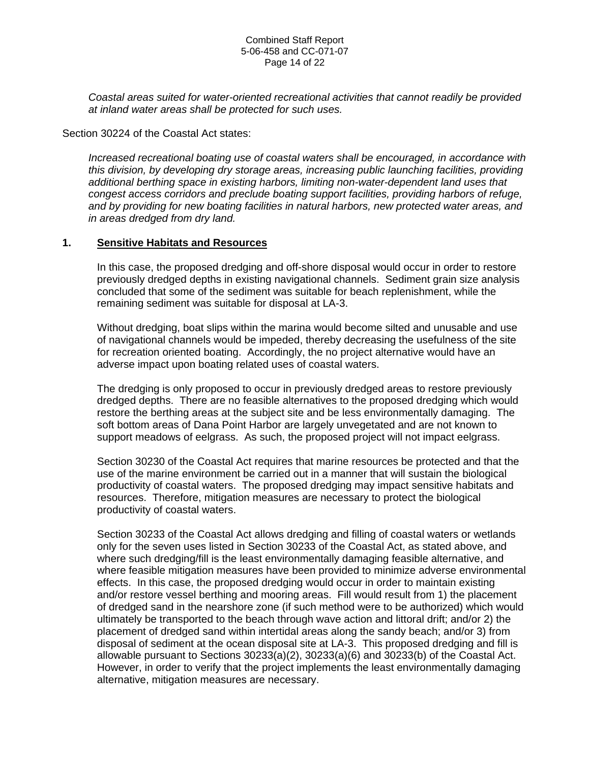*Coastal areas suited for water-oriented recreational activities that cannot readily be provided at inland water areas shall be protected for such uses.*

Section 30224 of the Coastal Act states:

*Increased recreational boating use of coastal waters shall be encouraged, in accordance with this division, by developing dry storage areas, increasing public launching facilities, providing additional berthing space in existing harbors, limiting non-water-dependent land uses that congest access corridors and preclude boating support facilities, providing harbors of refuge, and by providing for new boating facilities in natural harbors, new protected water areas, and in areas dredged from dry land.*

## 1. **Sensitive Habitats and Resources**

In this case, the proposed dredging and off-shore disposal would occur in order to restore previously dredged depths in existing navigational channels. Sediment grain size analysis concluded that some of the sediment was suitable for beach replenishment, while the remaining sediment was suitable for disposal at LA-3.

Without dredging, boat slips within the marina would become silted and unusable and use of navigational channels would be impeded, thereby decreasing the usefulness of the site for recreation oriented boating. Accordingly, the no project alternative would have an adverse impact upon boating related uses of coastal waters.

The dredging is only proposed to occur in previously dredged areas to restore previously dredged depths. There are no feasible alternatives to the proposed dredging which would restore the berthing areas at the subject site and be less environmentally damaging. The soft bottom areas of Dana Point Harbor are largely unvegetated and are not known to support meadows of eelgrass. As such, the proposed project will not impact eelgrass.

Section 30230 of the Coastal Act requires that marine resources be protected and that the use of the marine environment be carried out in a manner that will sustain the biological productivity of coastal waters. The proposed dredging may impact sensitive habitats and resources. Therefore, mitigation measures are necessary to protect the biological productivity of coastal waters.

Section 30233 of the Coastal Act allows dredging and filling of coastal waters or wetlands only for the seven uses listed in Section 30233 of the Coastal Act, as stated above, and where such dredging/fill is the least environmentally damaging feasible alternative, and where feasible mitigation measures have been provided to minimize adverse environmental effects. In this case, the proposed dredging would occur in order to maintain existing and/or restore vessel berthing and mooring areas. Fill would result from 1) the placement of dredged sand in the nearshore zone (if such method were to be authorized) which would ultimately be transported to the beach through wave action and littoral drift; and/or 2) the placement of dredged sand within intertidal areas along the sandy beach; and/or 3) from disposal of sediment at the ocean disposal site at LA-3. This proposed dredging and fill is allowable pursuant to Sections 30233(a)(2), 30233(a)(6) and 30233(b) of the Coastal Act. However, in order to verify that the project implements the least environmentally damaging alternative, mitigation measures are necessary.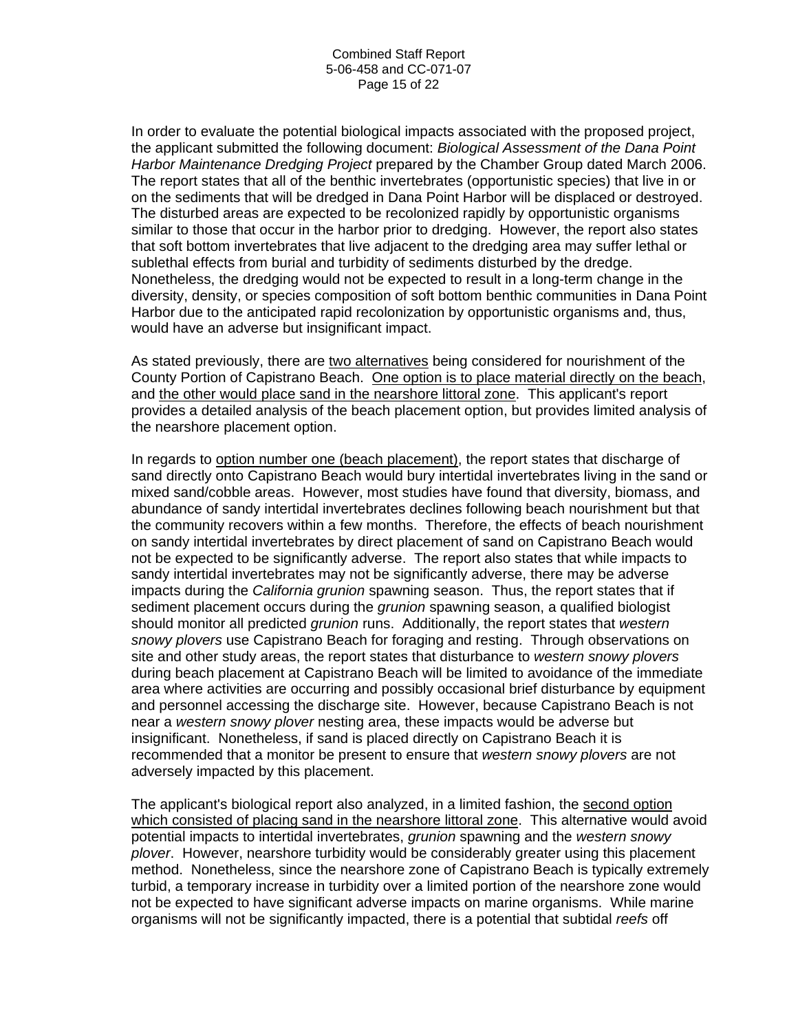In order to evaluate the potential biological impacts associated with the proposed project, the applicant submitted the following document: *Biological Assessment of the Dana Point Harbor Maintenance Dredging Project* prepared by the Chamber Group dated March 2006. The report states that all of the benthic invertebrates (opportunistic species) that live in or on the sediments that will be dredged in Dana Point Harbor will be displaced or destroyed. The disturbed areas are expected to be recolonized rapidly by opportunistic organisms similar to those that occur in the harbor prior to dredging. However, the report also states that soft bottom invertebrates that live adjacent to the dredging area may suffer lethal or sublethal effects from burial and turbidity of sediments disturbed by the dredge. Nonetheless, the dredging would not be expected to result in a long-term change in the diversity, density, or species composition of soft bottom benthic communities in Dana Point Harbor due to the anticipated rapid recolonization by opportunistic organisms and, thus, would have an adverse but insignificant impact.

As stated previously, there are <u>two alternatives</u> being considered for nourishment of the County Portion of Capistrano Beach. <u>One option is to place material directly on the beach</u>, and <u>the other would place sand in the nearshore littoral zone</u>. This applicant's report provides a detailed analysis of the beach placement option, but provides limited analysis of the nearshore placement option.

In regards to <u>option number one (beach placement)</u>, the report states that discharge of sand directly onto Capistrano Beach would bury intertidal invertebrates living in the sand or mixed sand/cobble areas. However, most studies have found that diversity, biomass, and abundance of sandy intertidal invertebrates declines following beach nourishment but that the community recovers within a few months. Therefore, the effects of beach nourishment on sandy intertidal invertebrates by direct placement of sand on Capistrano Beach would not be expected to be significantly adverse. The report also states that while impacts to sandy intertidal invertebrates may not be significantly adverse, there may be adverse impacts during the *California grunion* spawning season. Thus, the report states that if sediment placement occurs during the *grunion* spawning season, a qualified biologist should monitor all predicted *grunion* runs. Additionally, the report states that *western snowy plovers* use Capistrano Beach for foraging and resting. Through observations on site and other study areas, the report states that disturbance to *western snowy plovers* during beach placement at Capistrano Beach will be limited to avoidance of the immediate area where activities are occurring and possibly occasional brief disturbance by equipment and personnel accessing the discharge site. However, because Capistrano Beach is not near a *western snowy plover* nesting area, these impacts would be adverse but insignificant. Nonetheless, if sand is placed directly on Capistrano Beach it is recommended that a monitor be present to ensure that *western snowy plovers* are not adversely impacted by this placement.

The applicant's biological report also analyzed, in a limited fashion, the <u>second option which consisted of placing sand in the nearshore littoral zone</u>. This alternative would avoid potential impacts to intertidal invertebrates, *grunion* spawning and the *western snowy plover*. However, nearshore turbidity would be considerably greater using this placement method. Nonetheless, since the nearshore zone of Capistrano Beach is typically extremely turbid, a temporary increase in turbidity over a limited portion of the nearshore zone would not be expected to have significant adverse impacts on marine organisms. While marine organisms will not be significantly impacted, there is a potential that subtidal *reefs* off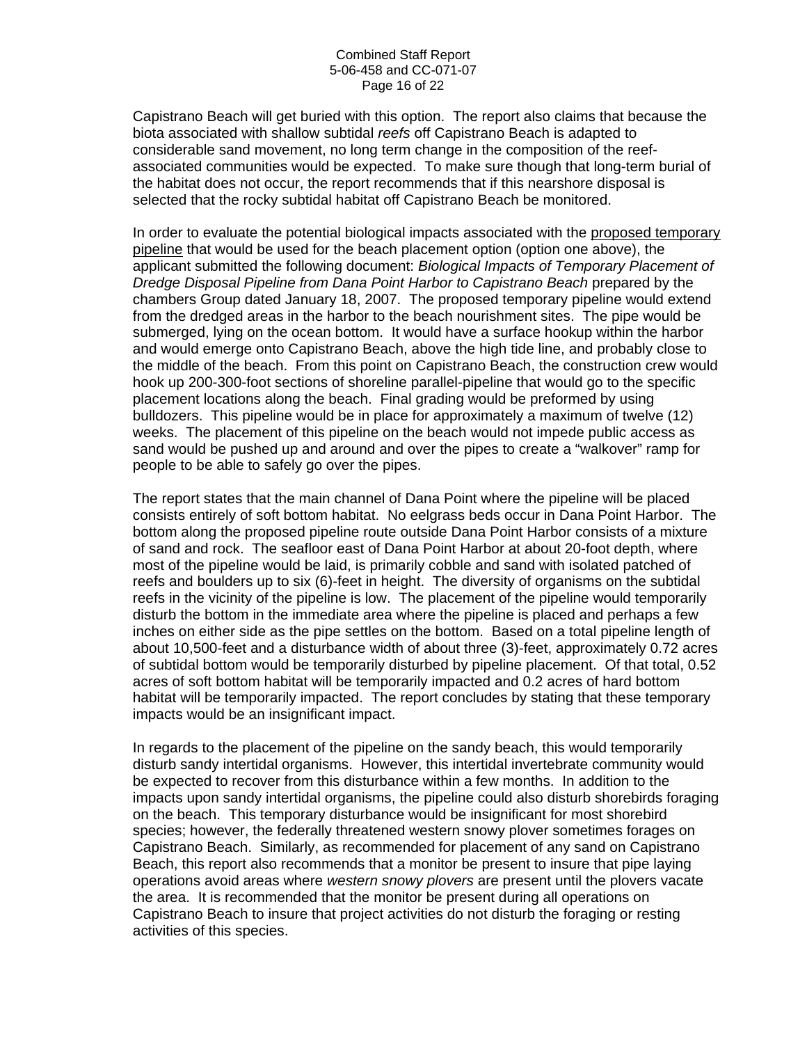Capistrano Beach will get buried with this option. The report also claims that because the biota associated with shallow subtidal *reefs* off Capistrano Beach is adapted to considerable sand movement, no long term change in the composition of the reef-associated communities would be expected. To make sure though that long-term burial of the habitat does not occur, the report recommends that if this nearshore disposal is selected that the rocky subtidal habitat off Capistrano Beach be monitored.

In order to evaluate the potential biological impacts associated with the <u>proposed temporary pipeline</u> that would be used for the beach placement option (option one above), the applicant submitted the following document: *Biological Impacts of Temporary Placement of Dredge Disposal Pipeline from Dana Point Harbor to Capistrano Beach* prepared by the chambers Group dated January 18, 2007. The proposed temporary pipeline would extend from the dredged areas in the harbor to the beach nourishment sites. The pipe would be submerged, lying on the ocean bottom. It would have a surface hookup within the harbor and would emerge onto Capistrano Beach, above the high tide line, and probably close to the middle of the beach. From this point on Capistrano Beach, the construction crew would hook up 200-300-foot sections of shoreline parallel-pipeline that would go to the specific placement locations along the beach. Final grading would be preformed by using bulldozers. This pipeline would be in place for approximately a maximum of twelve (12) weeks. The placement of this pipeline on the beach would not impede public access as sand would be pushed up and around and over the pipes to create a "walkover" ramp for people to be able to safely go over the pipes.

The report states that the main channel of Dana Point where the pipeline will be placed consists entirely of soft bottom habitat. No eelgrass beds occur in Dana Point Harbor. The bottom along the proposed pipeline route outside Dana Point Harbor consists of a mixture of sand and rock. The seafloor east of Dana Point Harbor at about 20-foot depth, where most of the pipeline would be laid, is primarily cobble and sand with isolated patched of reefs and boulders up to six (6)-feet in height. The diversity of organisms on the subtidal reefs in the vicinity of the pipeline is low. The placement of the pipeline would temporarily disturb the bottom in the immediate area where the pipeline is placed and perhaps a few inches on either side as the pipe settles on the bottom. Based on a total pipeline length of about 10,500-feet and a disturbance width of about three (3)-feet, approximately 0.72 acres of subtidal bottom would be temporarily disturbed by pipeline placement. Of that total, 0.52 acres of soft bottom habitat will be temporarily impacted and 0.2 acres of hard bottom habitat will be temporarily impacted. The report concludes by stating that these temporary impacts would be an insignificant impact.

In regards to the placement of the pipeline on the sandy beach, this would temporarily disturb sandy intertidal organisms. However, this intertidal invertebrate community would be expected to recover from this disturbance within a few months. In addition to the impacts upon sandy intertidal organisms, the pipeline could also disturb shorebirds foraging on the beach. This temporary disturbance would be insignificant for most shorebird species; however, the federally threatened western snowy plover sometimes forages on Capistrano Beach. Similarly, as recommended for placement of any sand on Capistrano Beach, this report also recommends that a monitor be present to insure that pipe laying operations avoid areas where *western snowy plovers* are present until the plovers vacate the area. It is recommended that the monitor be present during all operations on Capistrano Beach to insure that project activities do not disturb the foraging or resting activities of this species.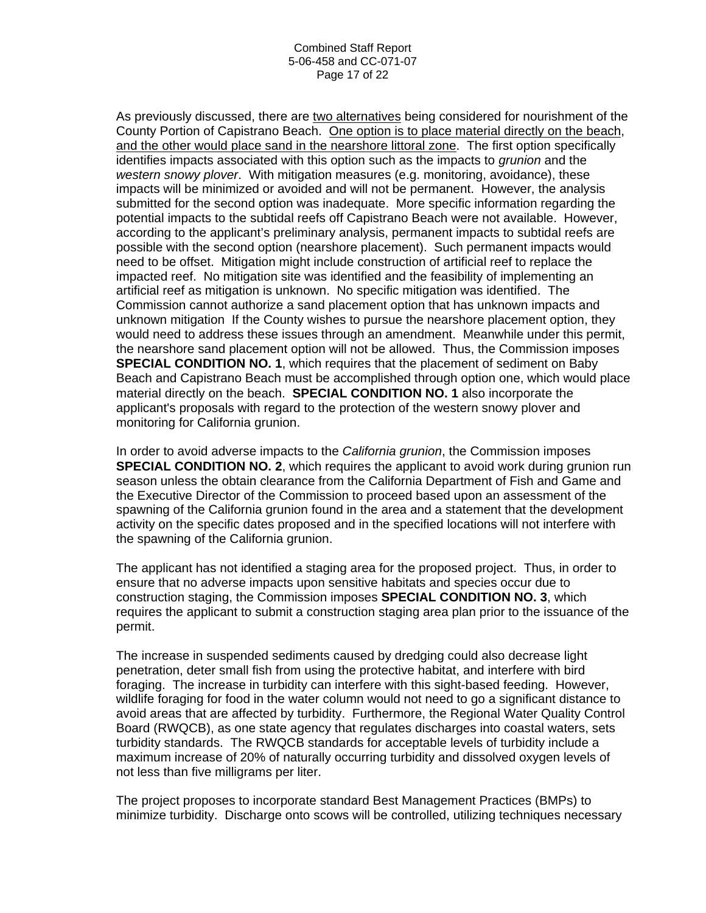As previously discussed, there are two alternatives being considered for nourishment of the County Portion of Capistrano Beach. One option is to place material directly on the beach, and the other would place sand in the nearshore littoral zone. The first option specifically identifies impacts associated with this option such as the impacts to *grunion* and the *western snowy plover*. With mitigation measures (e.g. monitoring, avoidance), these impacts will be minimized or avoided and will not be permanent. However, the analysis submitted for the second option was inadequate. More specific information regarding the potential impacts to the subtidal reefs off Capistrano Beach were not available. However, according to the applicant's preliminary analysis, permanent impacts to subtidal reefs are possible with the second option (nearshore placement). Such permanent impacts would need to be offset. Mitigation might include construction of artificial reef to replace the impacted reef. No mitigation site was identified and the feasibility of implementing an artificial reef as mitigation is unknown. No specific mitigation was identified. The Commission cannot authorize a sand placement option that has unknown impacts and unknown mitigation If the County wishes to pursue the nearshore placement option, they would need to address these issues through an amendment. Meanwhile under this permit, the nearshore sand placement option will not be allowed. Thus, the Commission imposes **SPECIAL CONDITION NO. 1**, which requires that the placement of sediment on Baby Beach and Capistrano Beach must be accomplished through option one, which would place material directly on the beach. **SPECIAL CONDITION NO. 1** also incorporate the applicant's proposals with regard to the protection of the western snowy plover and monitoring for California grunion.

In order to avoid adverse impacts to the *California grunion*, the Commission imposes **SPECIAL CONDITION NO. 2**, which requires the applicant to avoid work during grunion run season unless the obtain clearance from the California Department of Fish and Game and the Executive Director of the Commission to proceed based upon an assessment of the spawning of the California grunion found in the area and a statement that the development activity on the specific dates proposed and in the specified locations will not interfere with the spawning of the California grunion.

The applicant has not identified a staging area for the proposed project. Thus, in order to ensure that no adverse impacts upon sensitive habitats and species occur due to construction staging, the Commission imposes **SPECIAL CONDITION NO. 3**, which requires the applicant to submit a construction staging area plan prior to the issuance of the permit.

The increase in suspended sediments caused by dredging could also decrease light penetration, deter small fish from using the protective habitat, and interfere with bird foraging. The increase in turbidity can interfere with this sight-based feeding. However, wildlife foraging for food in the water column would not need to go a significant distance to avoid areas that are affected by turbidity. Furthermore, the Regional Water Quality Control Board (RWQCB), as one state agency that regulates discharges into coastal waters, sets turbidity standards. The RWQCB standards for acceptable levels of turbidity include a maximum increase of 20% of naturally occurring turbidity and dissolved oxygen levels of not less than five milligrams per liter.

The project proposes to incorporate standard Best Management Practices (BMPs) to minimize turbidity. Discharge onto scows will be controlled, utilizing techniques necessary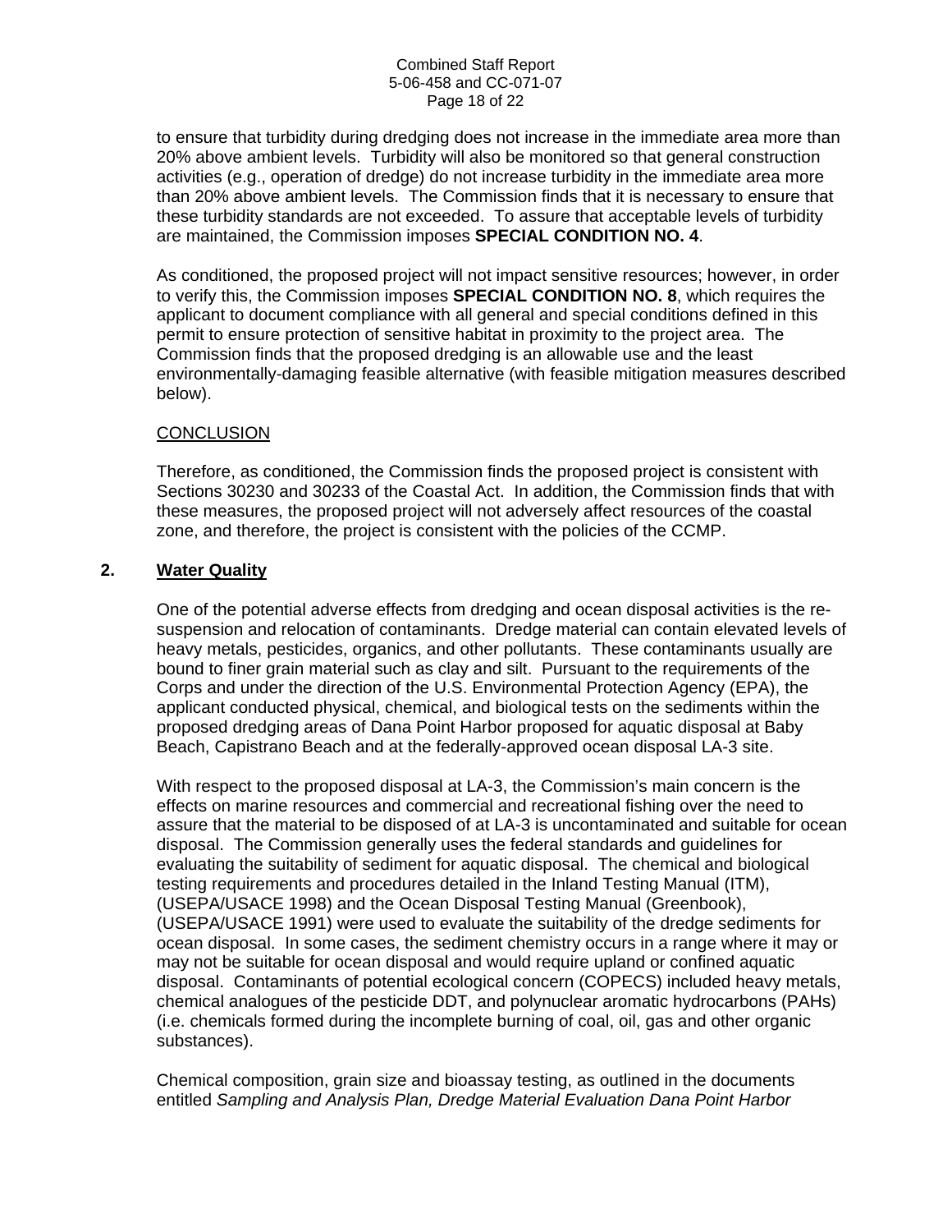to ensure that turbidity during dredging does not increase in the immediate area more than 20% above ambient levels. Turbidity will also be monitored so that general construction activities (e.g., operation of dredge) do not increase turbidity in the immediate area more than 20% above ambient levels. The Commission finds that it is necessary to ensure that these turbidity standards are not exceeded. To assure that acceptable levels of turbidity are maintained, the Commission imposes **SPECIAL CONDITION NO. 4**.

As conditioned, the proposed project will not impact sensitive resources; however, in order to verify this, the Commission imposes **SPECIAL CONDITION NO. 8**, which requires the applicant to document compliance with all general and special conditions defined in this permit to ensure protection of sensitive habitat in proximity to the project area. The Commission finds that the proposed dredging is an allowable use and the least environmentally-damaging feasible alternative (with feasible mitigation measures described below).

CONCLUSION

Therefore, as conditioned, the Commission finds the proposed project is consistent with Sections 30230 and 30233 of the Coastal Act. In addition, the Commission finds that with these measures, the proposed project will not adversely affect resources of the coastal zone, and therefore, the project is consistent with the policies of the CCMP.

## 2. Water Quality

One of the potential adverse effects from dredging and ocean disposal activities is the re-suspension and relocation of contaminants. Dredge material can contain elevated levels of heavy metals, pesticides, organics, and other pollutants. These contaminants usually are bound to finer grain material such as clay and silt. Pursuant to the requirements of the Corps and under the direction of the U.S. Environmental Protection Agency (EPA), the applicant conducted physical, chemical, and biological tests on the sediments within the proposed dredging areas of Dana Point Harbor proposed for aquatic disposal at Baby Beach, Capistrano Beach and at the federally-approved ocean disposal LA-3 site.

With respect to the proposed disposal at LA-3, the Commission's main concern is the effects on marine resources and commercial and recreational fishing over the need to assure that the material to be disposed of at LA-3 is uncontaminated and suitable for ocean disposal. The Commission generally uses the federal standards and guidelines for evaluating the suitability of sediment for aquatic disposal. The chemical and biological testing requirements and procedures detailed in the Inland Testing Manual (ITM), (USEPA/USACE 1998) and the Ocean Disposal Testing Manual (Greenbook), (USEPA/USACE 1991) were used to evaluate the suitability of the dredge sediments for ocean disposal. In some cases, the sediment chemistry occurs in a range where it may or may not be suitable for ocean disposal and would require upland or confined aquatic disposal. Contaminants of potential ecological concern (COPECS) included heavy metals, chemical analogues of the pesticide DDT, and polynuclear aromatic hydrocarbons (PAHs) (i.e. chemicals formed during the incomplete burning of coal, oil, gas and other organic substances).

Chemical composition, grain size and bioassay testing, as outlined in the documents entitled *Sampling and Analysis Plan, Dredge Material Evaluation Dana Point Harbor*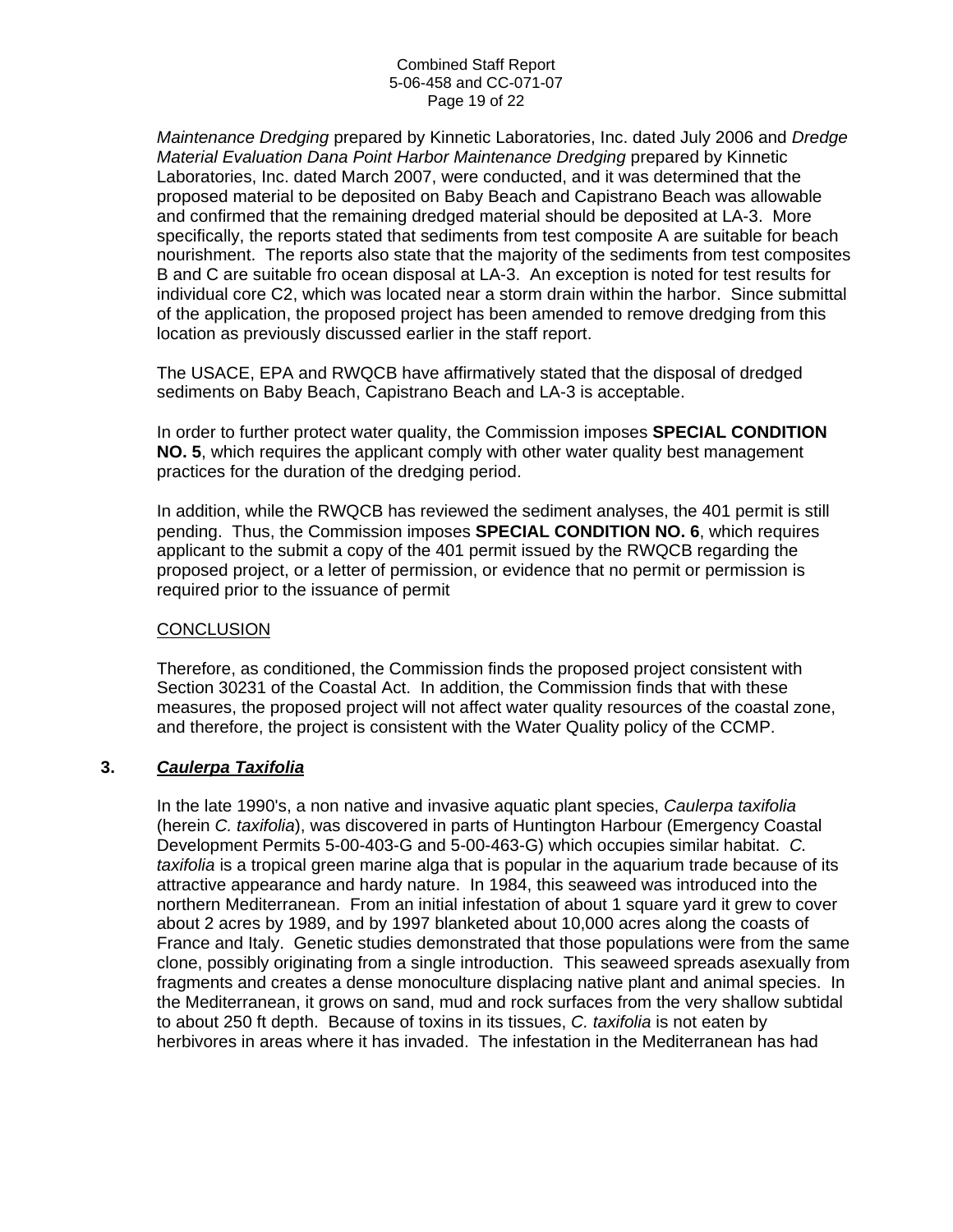*Maintenance Dredging* prepared by Kinnetic Laboratories, Inc. dated July 2006 and *Dredge Material Evaluation Dana Point Harbor Maintenance Dredging* prepared by Kinnetic Laboratories, Inc. dated March 2007, were conducted, and it was determined that the proposed material to be deposited on Baby Beach and Capistrano Beach was allowable and confirmed that the remaining dredged material should be deposited at LA-3. More specifically, the reports stated that sediments from test composite A are suitable for beach nourishment. The reports also state that the majority of the sediments from test composites B and C are suitable fro ocean disposal at LA-3. An exception is noted for test results for individual core C2, which was located near a storm drain within the harbor. Since submittal of the application, the proposed project has been amended to remove dredging from this location as previously discussed earlier in the staff report.

The USACE, EPA and RWQCB have affirmatively stated that the disposal of dredged sediments on Baby Beach, Capistrano Beach and LA-3 is acceptable.

In order to further protect water quality, the Commission imposes **SPECIAL CONDITION NO. 5**, which requires the applicant comply with other water quality best management practices for the duration of the dredging period.

In addition, while the RWQCB has reviewed the sediment analyses, the 401 permit is still pending. Thus, the Commission imposes **SPECIAL CONDITION NO. 6**, which requires applicant to the submit a copy of the 401 permit issued by the RWQCB regarding the proposed project, or a letter of permission, or evidence that no permit or permission is required prior to the issuance of permit

CONCLUSION

Therefore, as conditioned, the Commission finds the proposed project consistent with Section 30231 of the Coastal Act. In addition, the Commission finds that with these measures, the proposed project will not affect water quality resources of the coastal zone, and therefore, the project is consistent with the Water Quality policy of the CCMP.

### 3. ***Caulerpa Taxifolia***

In the late 1990's, a non native and invasive aquatic plant species, *Caulerpa taxifolia* (herein *C. taxifolia*), was discovered in parts of Huntington Harbour (Emergency Coastal Development Permits 5-00-403-G and 5-00-463-G) which occupies similar habitat. *C. taxifolia* is a tropical green marine alga that is popular in the aquarium trade because of its attractive appearance and hardy nature. In 1984, this seaweed was introduced into the northern Mediterranean. From an initial infestation of about 1 square yard it grew to cover about 2 acres by 1989, and by 1997 blanketed about 10,000 acres along the coasts of France and Italy. Genetic studies demonstrated that those populations were from the same clone, possibly originating from a single introduction. This seaweed spreads asexually from fragments and creates a dense monoculture displacing native plant and animal species. In the Mediterranean, it grows on sand, mud and rock surfaces from the very shallow subtidal to about 250 ft depth. Because of toxins in its tissues, *C. taxifolia* is not eaten by herbivores in areas where it has invaded. The infestation in the Mediterranean has had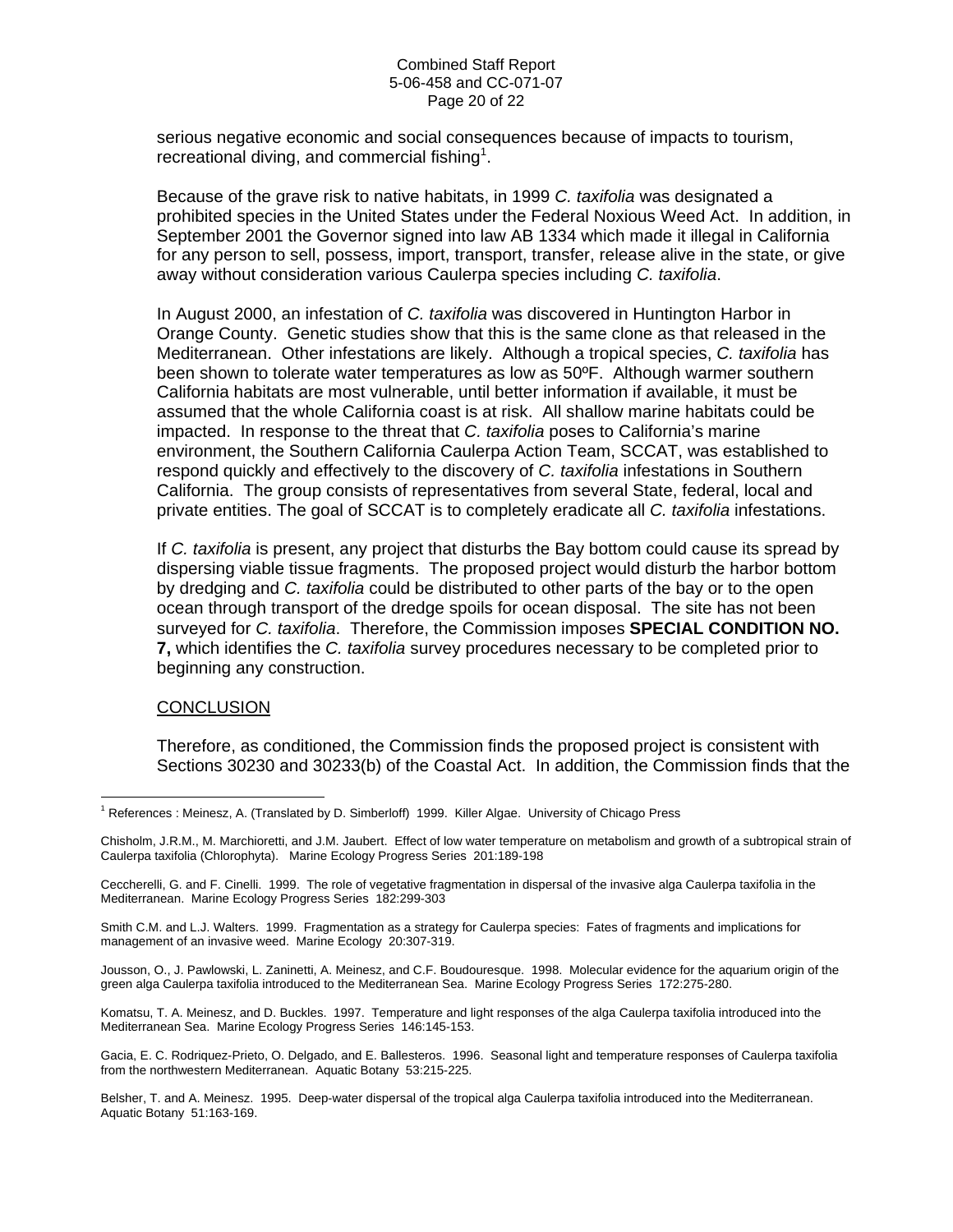serious negative economic and social consequences because of impacts to tourism, recreational diving, and commercial fishing[1].

Because of the grave risk to native habitats, in 1999 *C. taxifolia* was designated a prohibited species in the United States under the Federal Noxious Weed Act. In addition, in September 2001 the Governor signed into law AB 1334 which made it illegal in California for any person to sell, possess, import, transport, transfer, release alive in the state, or give away without consideration various Caulerpa species including *C. taxifolia*.

In August 2000, an infestation of *C. taxifolia* was discovered in Huntington Harbor in Orange County. Genetic studies show that this is the same clone as that released in the Mediterranean. Other infestations are likely. Although a tropical species, *C. taxifolia* has been shown to tolerate water temperatures as low as 50ºF. Although warmer southern California habitats are most vulnerable, until better information if available, it must be assumed that the whole California coast is at risk. All shallow marine habitats could be impacted. In response to the threat that *C. taxifolia* poses to California's marine environment, the Southern California Caulerpa Action Team, SCCAT, was established to respond quickly and effectively to the discovery of *C. taxifolia* infestations in Southern California. The group consists of representatives from several State, federal, local and private entities. The goal of SCCAT is to completely eradicate all *C. taxifolia* infestations.

If *C. taxifolia* is present, any project that disturbs the Bay bottom could cause its spread by dispersing viable tissue fragments. The proposed project would disturb the harbor bottom by dredging and *C. taxifolia* could be distributed to other parts of the bay or to the open ocean through transport of the dredge spoils for ocean disposal. The site has not been surveyed for *C. taxifolia*. Therefore, the Commission imposes **SPECIAL CONDITION NO. 7,** which identifies the *C. taxifolia* survey procedures necessary to be completed prior to beginning any construction.

CONCLUSION

Therefore, as conditioned, the Commission finds the proposed project is consistent with Sections 30230 and 30233(b) of the Coastal Act. In addition, the Commission finds that the

---

[1] References : Meinesz, A. (Translated by D. Simberloff) 1999. Killer Algae. University of Chicago Press

Chisholm, J.R.M., M. Marchioretti, and J.M. Jaubert. Effect of low water temperature on metabolism and growth of a subtropical strain of Caulerpa taxifolia (Chlorophyta). Marine Ecology Progress Series 201:189-198

Ceccherelli, G. and F. Cinelli. 1999. The role of vegetative fragmentation in dispersal of the invasive alga Caulerpa taxifolia in the Mediterranean. Marine Ecology Progress Series 182:299-303

Smith C.M. and L.J. Walters. 1999. Fragmentation as a strategy for Caulerpa species: Fates of fragments and implications for management of an invasive weed. Marine Ecology 20:307-319.

Jousson, O., J. Pawlowski, L. Zaninetti, A. Meinesz, and C.F. Boudouresque. 1998. Molecular evidence for the aquarium origin of the green alga Caulerpa taxifolia introduced to the Mediterranean Sea. Marine Ecology Progress Series 172:275-280.

Komatsu, T. A. Meinesz, and D. Buckles. 1997. Temperature and light responses of the alga Caulerpa taxifolia introduced into the Mediterranean Sea. Marine Ecology Progress Series 146:145-153.

Gacia, E. C. Rodriquez-Prieto, O. Delgado, and E. Ballesteros. 1996. Seasonal light and temperature responses of Caulerpa taxifolia from the northwestern Mediterranean. Aquatic Botany 53:215-225.

Belsher, T. and A. Meinesz. 1995. Deep-water dispersal of the tropical alga Caulerpa taxifolia introduced into the Mediterranean. Aquatic Botany 51:163-169.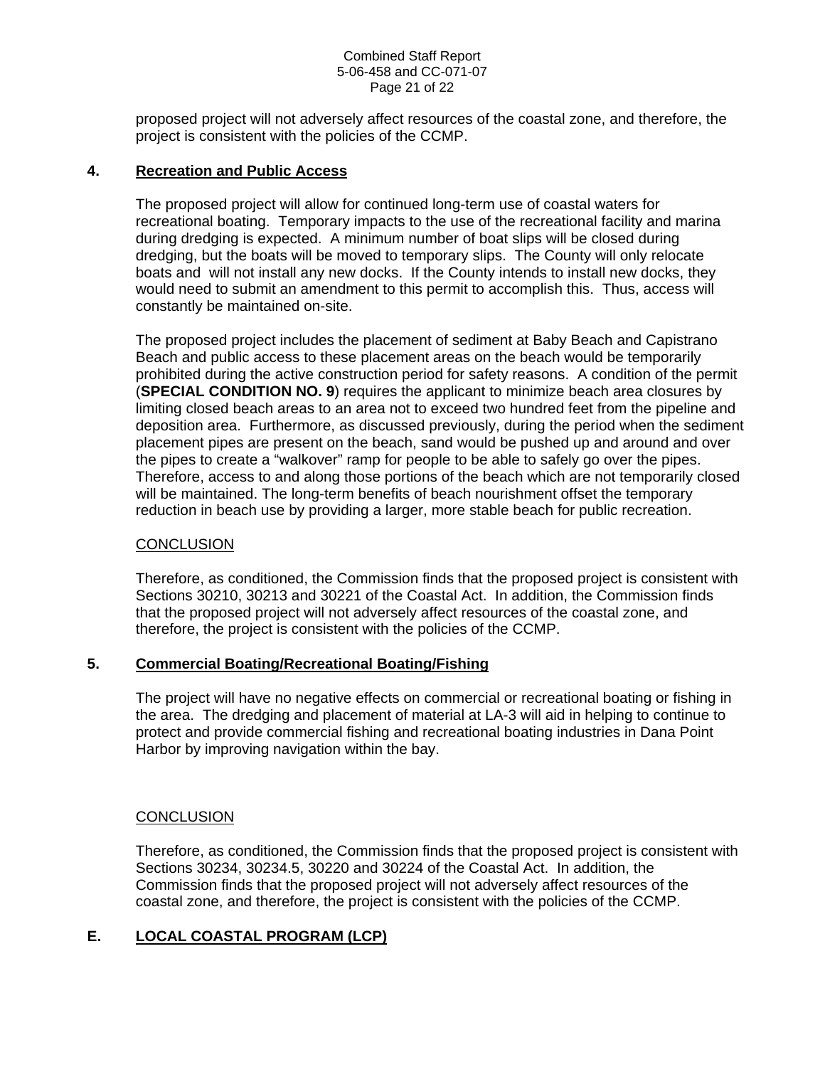proposed project will not adversely affect resources of the coastal zone, and therefore, the project is consistent with the policies of the CCMP.

### 4. Recreation and Public Access

The proposed project will allow for continued long-term use of coastal waters for recreational boating. Temporary impacts to the use of the recreational facility and marina during dredging is expected. A minimum number of boat slips will be closed during dredging, but the boats will be moved to temporary slips. The County will only relocate boats and will not install any new docks. If the County intends to install new docks, they would need to submit an amendment to this permit to accomplish this. Thus, access will constantly be maintained on-site.

The proposed project includes the placement of sediment at Baby Beach and Capistrano Beach and public access to these placement areas on the beach would be temporarily prohibited during the active construction period for safety reasons. A condition of the permit (**SPECIAL CONDITION NO. 9**) requires the applicant to minimize beach area closures by limiting closed beach areas to an area not to exceed two hundred feet from the pipeline and deposition area. Furthermore, as discussed previously, during the period when the sediment placement pipes are present on the beach, sand would be pushed up and around and over the pipes to create a "walkover" ramp for people to be able to safely go over the pipes. Therefore, access to and along those portions of the beach which are not temporarily closed will be maintained. The long-term benefits of beach nourishment offset the temporary reduction in beach use by providing a larger, more stable beach for public recreation.

CONCLUSION

Therefore, as conditioned, the Commission finds that the proposed project is consistent with Sections 30210, 30213 and 30221 of the Coastal Act. In addition, the Commission finds that the proposed project will not adversely affect resources of the coastal zone, and therefore, the project is consistent with the policies of the CCMP.

### 5. Commercial Boating/Recreational Boating/Fishing

The project will have no negative effects on commercial or recreational boating or fishing in the area. The dredging and placement of material at LA-3 will aid in helping to continue to protect and provide commercial fishing and recreational boating industries in Dana Point Harbor by improving navigation within the bay.

CONCLUSION

Therefore, as conditioned, the Commission finds that the proposed project is consistent with Sections 30234, 30234.5, 30220 and 30224 of the Coastal Act. In addition, the Commission finds that the proposed project will not adversely affect resources of the coastal zone, and therefore, the project is consistent with the policies of the CCMP.

## E. LOCAL COASTAL PROGRAM (LCP)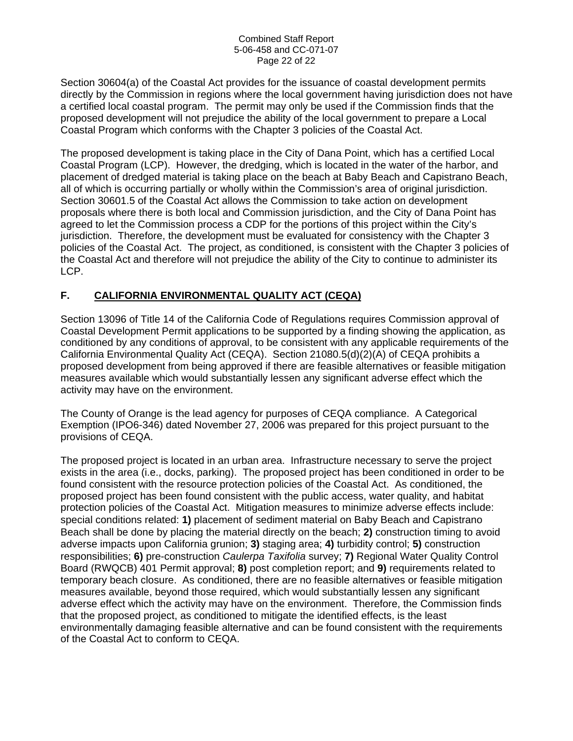Section 30604(a) of the Coastal Act provides for the issuance of coastal development permits directly by the Commission in regions where the local government having jurisdiction does not have a certified local coastal program. The permit may only be used if the Commission finds that the proposed development will not prejudice the ability of the local government to prepare a Local Coastal Program which conforms with the Chapter 3 policies of the Coastal Act.

The proposed development is taking place in the City of Dana Point, which has a certified Local Coastal Program (LCP). However, the dredging, which is located in the water of the harbor, and placement of dredged material is taking place on the beach at Baby Beach and Capistrano Beach, all of which is occurring partially or wholly within the Commission's area of original jurisdiction. Section 30601.5 of the Coastal Act allows the Commission to take action on development proposals where there is both local and Commission jurisdiction, and the City of Dana Point has agreed to let the Commission process a CDP for the portions of this project within the City's jurisdiction. Therefore, the development must be evaluated for consistency with the Chapter 3 policies of the Coastal Act. The project, as conditioned, is consistent with the Chapter 3 policies of the Coastal Act and therefore will not prejudice the ability of the City to continue to administer its LCP.

## F. CALIFORNIA ENVIRONMENTAL QUALITY ACT (CEQA)

Section 13096 of Title 14 of the California Code of Regulations requires Commission approval of Coastal Development Permit applications to be supported by a finding showing the application, as conditioned by any conditions of approval, to be consistent with any applicable requirements of the California Environmental Quality Act (CEQA). Section 21080.5(d)(2)(A) of CEQA prohibits a proposed development from being approved if there are feasible alternatives or feasible mitigation measures available which would substantially lessen any significant adverse effect which the activity may have on the environment.

The County of Orange is the lead agency for purposes of CEQA compliance. A Categorical Exemption (IPO6-346) dated November 27, 2006 was prepared for this project pursuant to the provisions of CEQA.

The proposed project is located in an urban area. Infrastructure necessary to serve the project exists in the area (i.e., docks, parking). The proposed project has been conditioned in order to be found consistent with the resource protection policies of the Coastal Act. As conditioned, the proposed project has been found consistent with the public access, water quality, and habitat protection policies of the Coastal Act. Mitigation measures to minimize adverse effects include: special conditions related: **1)** placement of sediment material on Baby Beach and Capistrano Beach shall be done by placing the material directly on the beach; **2)** construction timing to avoid adverse impacts upon California grunion; **3)** staging area; **4)** turbidity control; **5)** construction responsibilities; **6)** pre-construction *Caulerpa Taxifolia* survey; **7)** Regional Water Quality Control Board (RWQCB) 401 Permit approval; **8)** post completion report; and **9)** requirements related to temporary beach closure. As conditioned, there are no feasible alternatives or feasible mitigation measures available, beyond those required, which would substantially lessen any significant adverse effect which the activity may have on the environment. Therefore, the Commission finds that the proposed project, as conditioned to mitigate the identified effects, is the least environmentally damaging feasible alternative and can be found consistent with the requirements of the Coastal Act to conform to CEQA.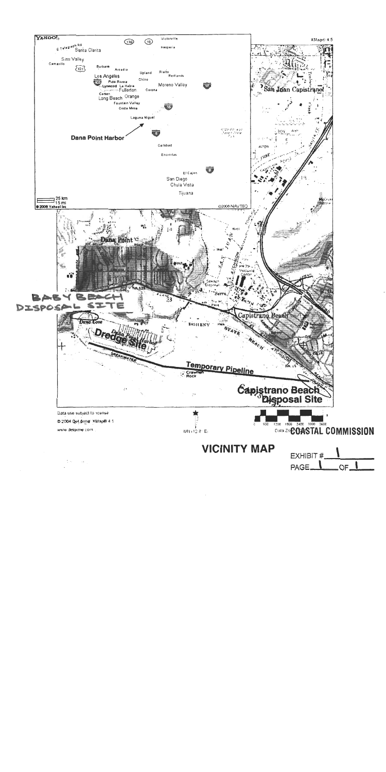**COASTAL COMMISSION**

**VICINITY MAP**

EXHIBIT # 1

PAGE 1 OF 1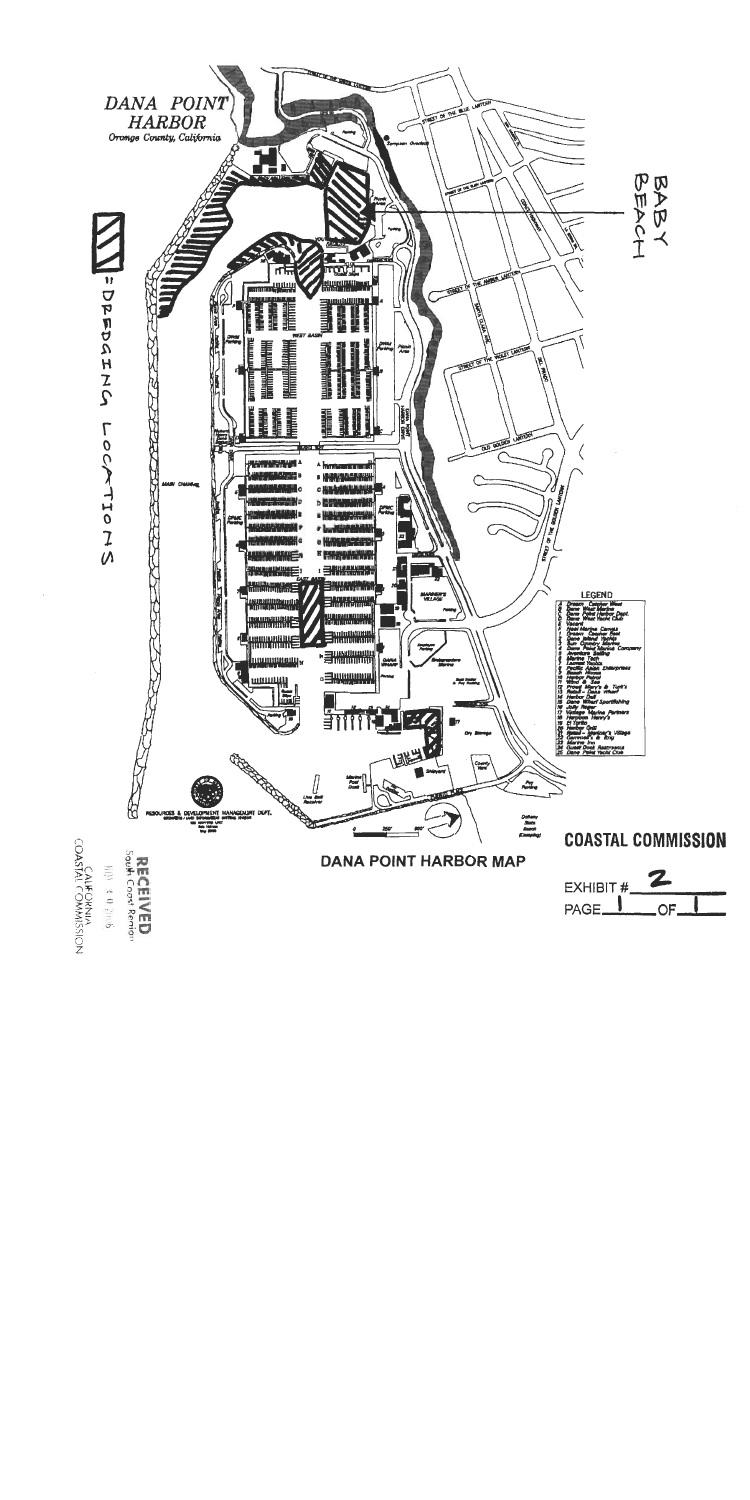# DANA POINT HARBOR

*Orange County, California*

▨ = DREDGING LOCATIONS

BABY BEACH

WEST BASIN

EAST BASIN

MAIN CHANNEL

MARINER'S VILLAGE

STREET OF THE BLUE LANTERN

STREET OF THE AMBER LANTERN

STREET OF THE VIOLET LANTERN

OLD GOLDEN LANTERN

STREET OF THE GOLDEN LANTERN

DANA POINT HARBOR DRIVE

**LEGEND**

RESOURCES & DEVELOPMENT MANAGEMENT DEPT.

0 250' 500'

## DANA POINT HARBOR MAP

**RECEIVED**
South Coast Region

CALIFORNIA
COASTAL COMMISSION

**COASTAL COMMISSION**

EXHIBIT # 2

PAGE 1 OF 1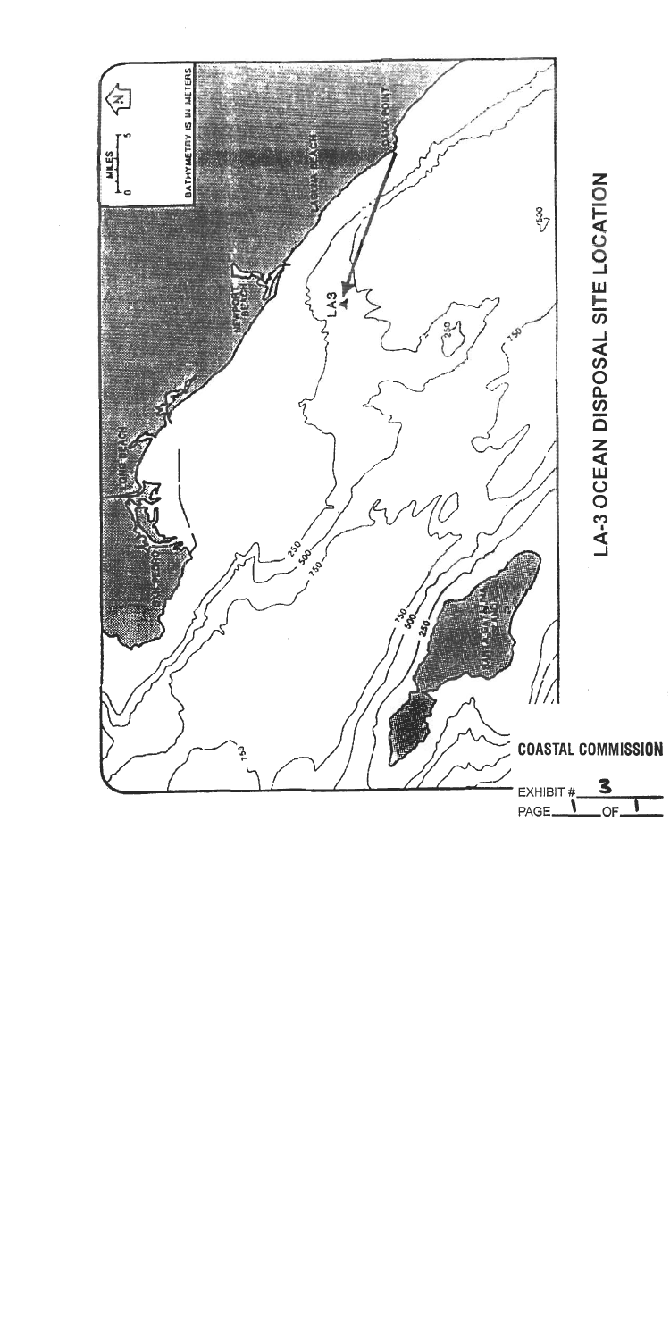# LA-3 OCEAN DISPOSAL SITE LOCATION

MILES 0 5

BATHYMETRY IS IN METERS

COASTAL COMMISSION

EXHIBIT # 3

PAGE 1 OF 1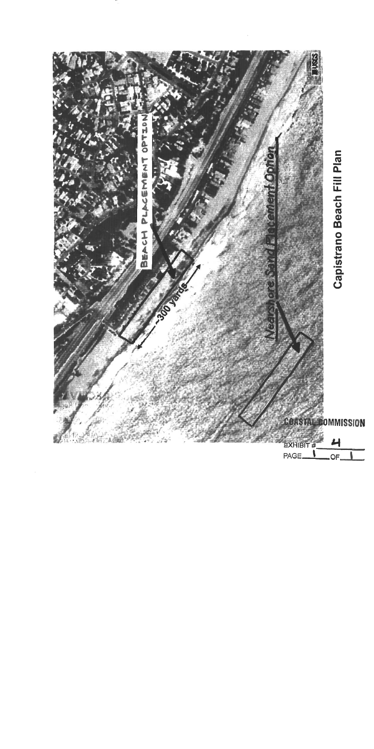BEACH PLACEMENT OPTION

~300 yards

Nearshore Sand Placement Option

USGS

Capistrano Beach Fill Plan

COASTAL COMMISSION

EXHIBIT # 4

PAGE 1 OF 1